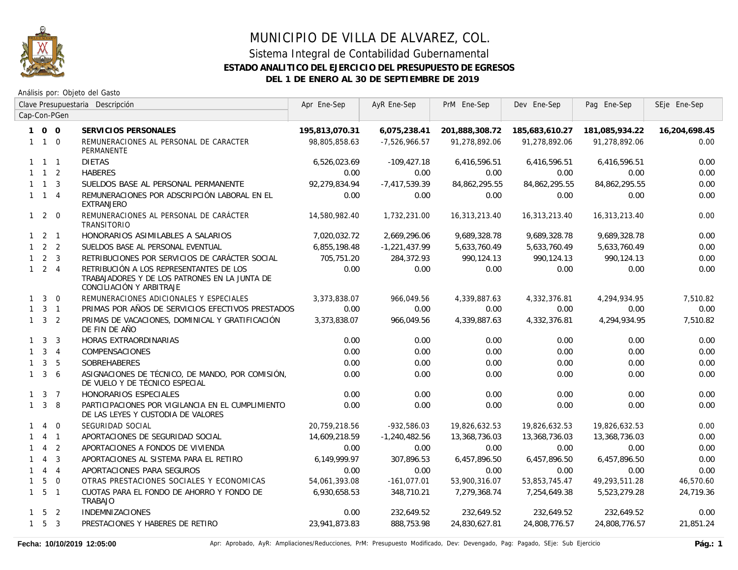# MUNICIPIO DE VILLA DE ALVAREZ, COL.

## Sistema Integral de Contabilidad Gubernamental

### ESTADO ANALITICO DEL EJERCICIO DEL PRESUPUESTO DE EGRESOS

### DEL 1 DE ENERO AL 30 DE SEPTIEMBRE DE 2019

Análisis por: Objeto del Gasto

| Clave Presupuestaria Cap-Con-PGen | Descripción | Apr Ene-Sep | AyR Ene-Sep | PrM Ene-Sep | Dev Ene-Sep | Pag Ene-Sep | SEje Ene-Sep |
|---|---|---|---|---|---|---|---|
| **1 0 0** | **SERVICIOS PERSONALES** | **195,813,070.31** | **6,075,238.41** | **201,888,308.72** | **185,683,610.27** | **181,085,934.22** | **16,204,698.45** |
| 1 1 0 | REMUNERACIONES AL PERSONAL DE CARACTER PERMANENTE | 98,805,858.63 | -7,526,966.57 | 91,278,892.06 | 91,278,892.06 | 91,278,892.06 | 0.00 |
| 1 1 1 | DIETAS | 6,526,023.69 | -109,427.18 | 6,416,596.51 | 6,416,596.51 | 6,416,596.51 | 0.00 |
| 1 1 2 | HABERES | 0.00 | 0.00 | 0.00 | 0.00 | 0.00 | 0.00 |
| 1 1 3 | SUELDOS BASE AL PERSONAL PERMANENTE | 92,279,834.94 | -7,417,539.39 | 84,862,295.55 | 84,862,295.55 | 84,862,295.55 | 0.00 |
| 1 1 4 | REMUNERACIONES POR ADSCRIPCIÓN LABORAL EN EL EXTRANJERO | 0.00 | 0.00 | 0.00 | 0.00 | 0.00 | 0.00 |
| 1 2 0 | REMUNERACIONES AL PERSONAL DE CARÁCTER TRANSITORIO | 14,580,982.40 | 1,732,231.00 | 16,313,213.40 | 16,313,213.40 | 16,313,213.40 | 0.00 |
| 1 2 1 | HONORARIOS ASIMILABLES A SALARIOS | 7,020,032.72 | 2,669,296.06 | 9,689,328.78 | 9,689,328.78 | 9,689,328.78 | 0.00 |
| 1 2 2 | SUELDOS BASE AL PERSONAL EVENTUAL | 6,855,198.48 | -1,221,437.99 | 5,633,760.49 | 5,633,760.49 | 5,633,760.49 | 0.00 |
| 1 2 3 | RETRIBUCIONES POR SERVICIOS DE CARÁCTER SOCIAL | 705,751.20 | 284,372.93 | 990,124.13 | 990,124.13 | 990,124.13 | 0.00 |
| 1 2 4 | RETRIBUCIÓN A LOS REPRESENTANTES DE LOS TRABAJADORES Y DE LOS PATRONES EN LA JUNTA DE CONCILIACIÓN Y ARBITRAJE | 0.00 | 0.00 | 0.00 | 0.00 | 0.00 | 0.00 |
| 1 3 0 | REMUNERACIONES ADICIONALES Y ESPECIALES | 3,373,838.07 | 966,049.56 | 4,339,887.63 | 4,332,376.81 | 4,294,934.95 | 7,510.82 |
| 1 3 1 | PRIMAS POR AÑOS DE SERVICIOS EFECTIVOS PRESTADOS | 0.00 | 0.00 | 0.00 | 0.00 | 0.00 | 0.00 |
| 1 3 2 | PRIMAS DE VACACIONES, DOMINICAL Y GRATIFICACIÓN DE FIN DE AÑO | 3,373,838.07 | 966,049.56 | 4,339,887.63 | 4,332,376.81 | 4,294,934.95 | 7,510.82 |
| 1 3 3 | HORAS EXTRAORDINARIAS | 0.00 | 0.00 | 0.00 | 0.00 | 0.00 | 0.00 |
| 1 3 4 | COMPENSACIONES | 0.00 | 0.00 | 0.00 | 0.00 | 0.00 | 0.00 |
| 1 3 5 | SOBREHABERES | 0.00 | 0.00 | 0.00 | 0.00 | 0.00 | 0.00 |
| 1 3 6 | ASIGNACIONES DE TÉCNICO, DE MANDO, POR COMISIÓN, DE VUELO Y DE TÉCNICO ESPECIAL | 0.00 | 0.00 | 0.00 | 0.00 | 0.00 | 0.00 |
| 1 3 7 | HONORARIOS ESPECIALES | 0.00 | 0.00 | 0.00 | 0.00 | 0.00 | 0.00 |
| 1 3 8 | PARTICIPACIONES POR VIGILANCIA EN EL CUMPLIMIENTO DE LAS LEYES Y CUSTODIA DE VALORES | 0.00 | 0.00 | 0.00 | 0.00 | 0.00 | 0.00 |
| 1 4 0 | SEGURIDAD SOCIAL | 20,759,218.56 | -932,586.03 | 19,826,632.53 | 19,826,632.53 | 19,826,632.53 | 0.00 |
| 1 4 1 | APORTACIONES DE SEGURIDAD SOCIAL | 14,609,218.59 | -1,240,482.56 | 13,368,736.03 | 13,368,736.03 | 13,368,736.03 | 0.00 |
| 1 4 2 | APORTACIONES A FONDOS DE VIVIENDA | 0.00 | 0.00 | 0.00 | 0.00 | 0.00 | 0.00 |
| 1 4 3 | APORTACIONES AL SISTEMA PARA EL RETIRO | 6,149,999.97 | 307,896.53 | 6,457,896.50 | 6,457,896.50 | 6,457,896.50 | 0.00 |
| 1 4 4 | APORTACIONES PARA SEGUROS | 0.00 | 0.00 | 0.00 | 0.00 | 0.00 | 0.00 |
| 1 5 0 | OTRAS PRESTACIONES SOCIALES Y ECONOMICAS | 54,061,393.08 | -161,077.01 | 53,900,316.07 | 53,853,745.47 | 49,293,511.28 | 46,570.60 |
| 1 5 1 | CUOTAS PARA EL FONDO DE AHORRO Y FONDO DE TRABAJO | 6,930,658.53 | 348,710.21 | 7,279,368.74 | 7,254,649.38 | 5,523,279.28 | 24,719.36 |
| 1 5 2 | INDEMNIZACIONES | 0.00 | 232,649.52 | 232,649.52 | 232,649.52 | 232,649.52 | 0.00 |
| 1 5 3 | PRESTACIONES Y HABERES DE RETIRO | 23,941,873.83 | 888,753.98 | 24,830,627.81 | 24,808,776.57 | 24,808,776.57 | 21,851.24 |

Fecha: 10/10/2019 12:05:00

Apr: Aprobado, AyR: Ampliaciones/Reducciones, PrM: Presupuesto Modificado, Dev: Devengado, Pag: Pagado, SEje: Sub Ejercicio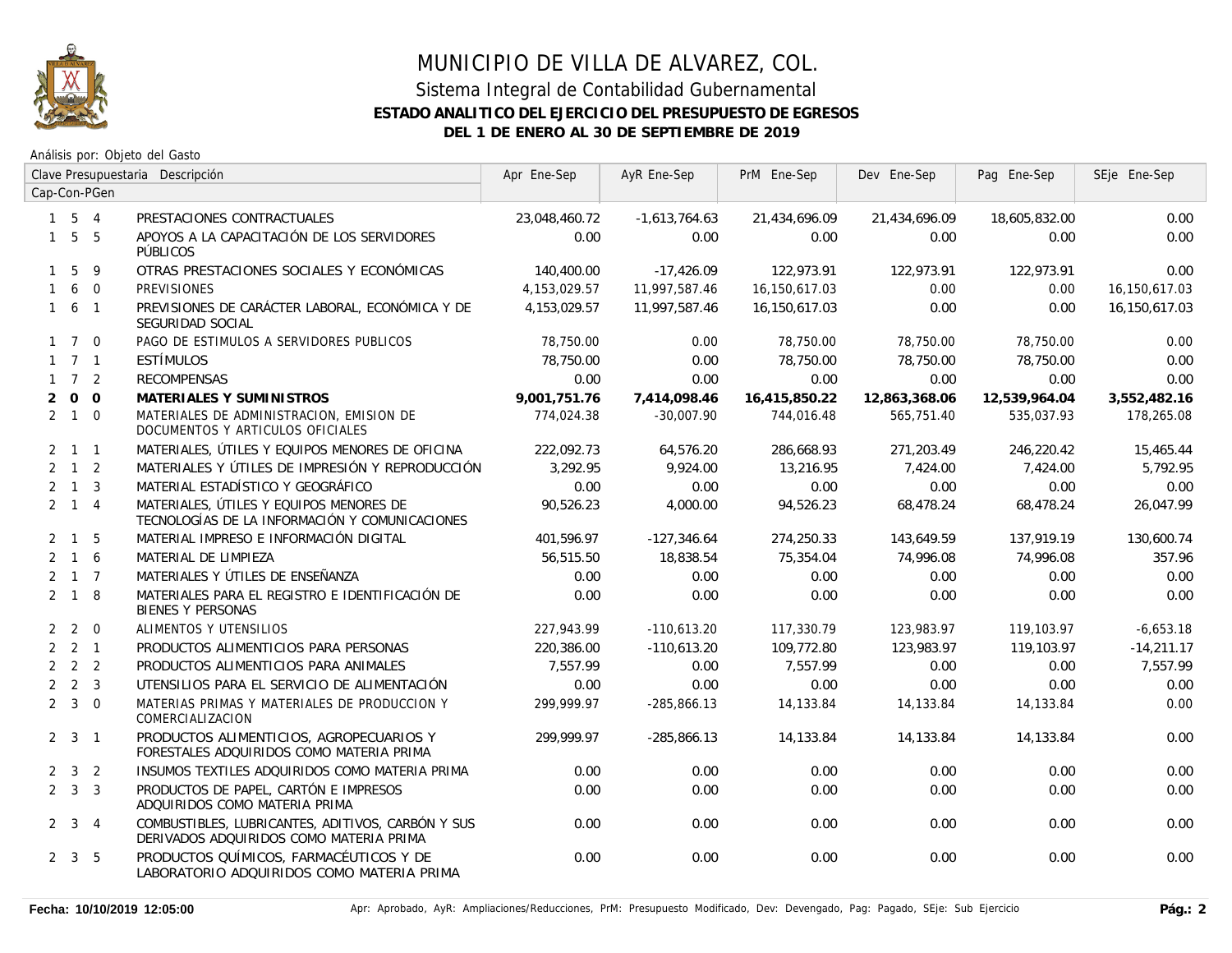# MUNICIPIO DE VILLA DE ALVAREZ, COL.

## Sistema Integral de Contabilidad Gubernamental

### ESTADO ANALITICO DEL EJERCICIO DEL PRESUPUESTO DE EGRESOS

### DEL 1 DE ENERO AL 30 DE SEPTIEMBRE DE 2019

Análisis por: Objeto del Gasto

| Clave Presupuestaria Cap-Con-PGen | Descripción | Apr Ene-Sep | AyR Ene-Sep | PrM Ene-Sep | Dev Ene-Sep | Pag Ene-Sep | SEje Ene-Sep |
|---|---|---|---|---|---|---|---|
| 1 5 4 | PRESTACIONES CONTRACTUALES | 23,048,460.72 | -1,613,764.63 | 21,434,696.09 | 21,434,696.09 | 18,605,832.00 | 0.00 |
| 1 5 5 | APOYOS A LA CAPACITACIÓN DE LOS SERVIDORES PÚBLICOS | 0.00 | 0.00 | 0.00 | 0.00 | 0.00 | 0.00 |
| 1 5 9 | OTRAS PRESTACIONES SOCIALES Y ECONÓMICAS | 140,400.00 | -17,426.09 | 122,973.91 | 122,973.91 | 122,973.91 | 0.00 |
| 1 6 0 | PREVISIONES | 4,153,029.57 | 11,997,587.46 | 16,150,617.03 | 0.00 | 0.00 | 16,150,617.03 |
| 1 6 1 | PREVISIONES DE CARÁCTER LABORAL, ECONÓMICA Y DE SEGURIDAD SOCIAL | 4,153,029.57 | 11,997,587.46 | 16,150,617.03 | 0.00 | 0.00 | 16,150,617.03 |
| 1 7 0 | PAGO DE ESTIMULOS A SERVIDORES PUBLICOS | 78,750.00 | 0.00 | 78,750.00 | 78,750.00 | 78,750.00 | 0.00 |
| 1 7 1 | ESTÍMULOS | 78,750.00 | 0.00 | 78,750.00 | 78,750.00 | 78,750.00 | 0.00 |
| 1 7 2 | RECOMPENSAS | 0.00 | 0.00 | 0.00 | 0.00 | 0.00 | 0.00 |
| **2 0 0** | **MATERIALES Y SUMINISTROS** | **9,001,751.76** | **7,414,098.46** | **16,415,850.22** | **12,863,368.06** | **12,539,964.04** | **3,552,482.16** |
| 2 1 0 | MATERIALES DE ADMINISTRACION, EMISION DE DOCUMENTOS Y ARTICULOS OFICIALES | 774,024.38 | -30,007.90 | 744,016.48 | 565,751.40 | 535,037.93 | 178,265.08 |
| 2 1 1 | MATERIALES, ÚTILES Y EQUIPOS MENORES DE OFICINA | 222,092.73 | 64,576.20 | 286,668.93 | 271,203.49 | 246,220.42 | 15,465.44 |
| 2 1 2 | MATERIALES Y ÚTILES DE IMPRESIÓN Y REPRODUCCIÓN | 3,292.95 | 9,924.00 | 13,216.95 | 7,424.00 | 7,424.00 | 5,792.95 |
| 2 1 3 | MATERIAL ESTADÍSTICO Y GEOGRÁFICO | 0.00 | 0.00 | 0.00 | 0.00 | 0.00 | 0.00 |
| 2 1 4 | MATERIALES, ÚTILES Y EQUIPOS MENORES DE TECNOLOGÍAS DE LA INFORMACIÓN Y COMUNICACIONES | 90,526.23 | 4,000.00 | 94,526.23 | 68,478.24 | 68,478.24 | 26,047.99 |
| 2 1 5 | MATERIAL IMPRESO E INFORMACIÓN DIGITAL | 401,596.97 | -127,346.64 | 274,250.33 | 143,649.59 | 137,919.19 | 130,600.74 |
| 2 1 6 | MATERIAL DE LIMPIEZA | 56,515.50 | 18,838.54 | 75,354.04 | 74,996.08 | 74,996.08 | 357.96 |
| 2 1 7 | MATERIALES Y ÚTILES DE ENSEÑANZA | 0.00 | 0.00 | 0.00 | 0.00 | 0.00 | 0.00 |
| 2 1 8 | MATERIALES PARA EL REGISTRO E IDENTIFICACIÓN DE BIENES Y PERSONAS | 0.00 | 0.00 | 0.00 | 0.00 | 0.00 | 0.00 |
| 2 2 0 | ALIMENTOS Y UTENSILIOS | 227,943.99 | -110,613.20 | 117,330.79 | 123,983.97 | 119,103.97 | -6,653.18 |
| 2 2 1 | PRODUCTOS ALIMENTICIOS PARA PERSONAS | 220,386.00 | -110,613.20 | 109,772.80 | 123,983.97 | 119,103.97 | -14,211.17 |
| 2 2 2 | PRODUCTOS ALIMENTICIOS PARA ANIMALES | 7,557.99 | 0.00 | 7,557.99 | 0.00 | 0.00 | 7,557.99 |
| 2 2 3 | UTENSILIOS PARA EL SERVICIO DE ALIMENTACIÓN | 0.00 | 0.00 | 0.00 | 0.00 | 0.00 | 0.00 |
| 2 3 0 | MATERIAS PRIMAS Y MATERIALES DE PRODUCCION Y COMERCIALIZACION | 299,999.97 | -285,866.13 | 14,133.84 | 14,133.84 | 14,133.84 | 0.00 |
| 2 3 1 | PRODUCTOS ALIMENTICIOS, AGROPECUARIOS Y FORESTALES ADQUIRIDOS COMO MATERIA PRIMA | 299,999.97 | -285,866.13 | 14,133.84 | 14,133.84 | 14,133.84 | 0.00 |
| 2 3 2 | INSUMOS TEXTILES ADQUIRIDOS COMO MATERIA PRIMA | 0.00 | 0.00 | 0.00 | 0.00 | 0.00 | 0.00 |
| 2 3 3 | PRODUCTOS DE PAPEL, CARTÓN E IMPRESOS ADQUIRIDOS COMO MATERIA PRIMA | 0.00 | 0.00 | 0.00 | 0.00 | 0.00 | 0.00 |
| 2 3 4 | COMBUSTIBLES, LUBRICANTES, ADITIVOS, CARBÓN Y SUS DERIVADOS ADQUIRIDOS COMO MATERIA PRIMA | 0.00 | 0.00 | 0.00 | 0.00 | 0.00 | 0.00 |
| 2 3 5 | PRODUCTOS QUÍMICOS, FARMACÉUTICOS Y DE LABORATORIO ADQUIRIDOS COMO MATERIA PRIMA | 0.00 | 0.00 | 0.00 | 0.00 | 0.00 | 0.00 |

**Fecha: 10/10/2019 12:05:00** Apr: Aprobado, AyR: Ampliaciones/Reducciones, PrM: Presupuesto Modificado, Dev: Devengado, Pag: Pagado, SEje: Sub Ejercicio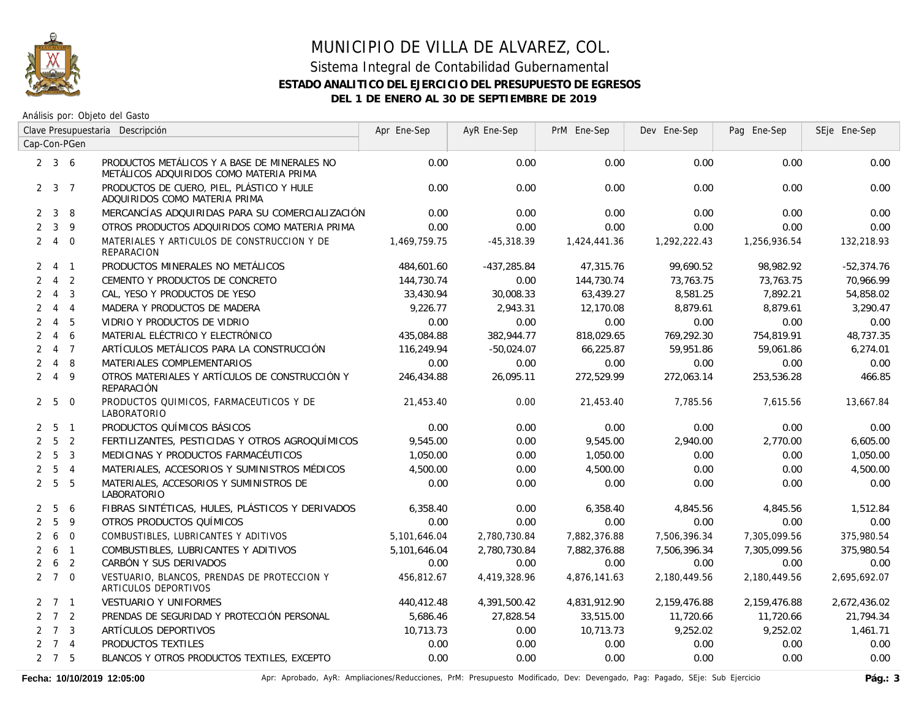# MUNICIPIO DE VILLA DE ALVAREZ, COL.

## Sistema Integral de Contabilidad Gubernamental

### ESTADO ANALITICO DEL EJERCICIO DEL PRESUPUESTO DE EGRESOS

### DEL 1 DE ENERO AL 30 DE SEPTIEMBRE DE 2019

Análisis por: Objeto del Gasto

| Clave Presupuestaria Cap-Con-PGen | Descripción | Apr Ene-Sep | AyR Ene-Sep | PrM Ene-Sep | Dev Ene-Sep | Pag Ene-Sep | SEje Ene-Sep |
|---|---|---|---|---|---|---|---|
| 2 3 6 | PRODUCTOS METÁLICOS Y A BASE DE MINERALES NO METÁLICOS ADQUIRIDOS COMO MATERIA PRIMA | 0.00 | 0.00 | 0.00 | 0.00 | 0.00 | 0.00 |
| 2 3 7 | PRODUCTOS DE CUERO, PIEL, PLÁSTICO Y HULE ADQUIRIDOS COMO MATERIA PRIMA | 0.00 | 0.00 | 0.00 | 0.00 | 0.00 | 0.00 |
| 2 3 8 | MERCANCÍAS ADQUIRIDAS PARA SU COMERCIALIZACIÓN | 0.00 | 0.00 | 0.00 | 0.00 | 0.00 | 0.00 |
| 2 3 9 | OTROS PRODUCTOS ADQUIRIDOS COMO MATERIA PRIMA | 0.00 | 0.00 | 0.00 | 0.00 | 0.00 | 0.00 |
| 2 4 0 | MATERIALES Y ARTICULOS DE CONSTRUCCION Y DE REPARACION | 1,469,759.75 | -45,318.39 | 1,424,441.36 | 1,292,222.43 | 1,256,936.54 | 132,218.93 |
| 2 4 1 | PRODUCTOS MINERALES NO METÁLICOS | 484,601.60 | -437,285.84 | 47,315.76 | 99,690.52 | 98,982.92 | -52,374.76 |
| 2 4 2 | CEMENTO Y PRODUCTOS DE CONCRETO | 144,730.74 | 0.00 | 144,730.74 | 73,763.75 | 73,763.75 | 70,966.99 |
| 2 4 3 | CAL, YESO Y PRODUCTOS DE YESO | 33,430.94 | 30,008.33 | 63,439.27 | 8,581.25 | 7,892.21 | 54,858.02 |
| 2 4 4 | MADERA Y PRODUCTOS DE MADERA | 9,226.77 | 2,943.31 | 12,170.08 | 8,879.61 | 8,879.61 | 3,290.47 |
| 2 4 5 | VIDRIO Y PRODUCTOS DE VIDRIO | 0.00 | 0.00 | 0.00 | 0.00 | 0.00 | 0.00 |
| 2 4 6 | MATERIAL ELÉCTRICO Y ELECTRÓNICO | 435,084.88 | 382,944.77 | 818,029.65 | 769,292.30 | 754,819.91 | 48,737.35 |
| 2 4 7 | ARTÍCULOS METÁLICOS PARA LA CONSTRUCCIÓN | 116,249.94 | -50,024.07 | 66,225.87 | 59,951.86 | 59,061.86 | 6,274.01 |
| 2 4 8 | MATERIALES COMPLEMENTARIOS | 0.00 | 0.00 | 0.00 | 0.00 | 0.00 | 0.00 |
| 2 4 9 | OTROS MATERIALES Y ARTÍCULOS DE CONSTRUCCIÓN Y REPARACIÓN | 246,434.88 | 26,095.11 | 272,529.99 | 272,063.14 | 253,536.28 | 466.85 |
| 2 5 0 | PRODUCTOS QUIMICOS, FARMACEUTICOS Y DE LABORATORIO | 21,453.40 | 0.00 | 21,453.40 | 7,785.56 | 7,615.56 | 13,667.84 |
| 2 5 1 | PRODUCTOS QUÍMICOS BÁSICOS | 0.00 | 0.00 | 0.00 | 0.00 | 0.00 | 0.00 |
| 2 5 2 | FERTILIZANTES, PESTICIDAS Y OTROS AGROQUÍMICOS | 9,545.00 | 0.00 | 9,545.00 | 2,940.00 | 2,770.00 | 6,605.00 |
| 2 5 3 | MEDICINAS Y PRODUCTOS FARMACÉUTICOS | 1,050.00 | 0.00 | 1,050.00 | 0.00 | 0.00 | 1,050.00 |
| 2 5 4 | MATERIALES, ACCESORIOS Y SUMINISTROS MÉDICOS | 4,500.00 | 0.00 | 4,500.00 | 0.00 | 0.00 | 4,500.00 |
| 2 5 5 | MATERIALES, ACCESORIOS Y SUMINISTROS DE LABORATORIO | 0.00 | 0.00 | 0.00 | 0.00 | 0.00 | 0.00 |
| 2 5 6 | FIBRAS SINTÉTICAS, HULES, PLÁSTICOS Y DERIVADOS | 6,358.40 | 0.00 | 6,358.40 | 4,845.56 | 4,845.56 | 1,512.84 |
| 2 5 9 | OTROS PRODUCTOS QUÍMICOS | 0.00 | 0.00 | 0.00 | 0.00 | 0.00 | 0.00 |
| 2 6 0 | COMBUSTIBLES, LUBRICANTES Y ADITIVOS | 5,101,646.04 | 2,780,730.84 | 7,882,376.88 | 7,506,396.34 | 7,305,099.56 | 375,980.54 |
| 2 6 1 | COMBUSTIBLES, LUBRICANTES Y ADITIVOS | 5,101,646.04 | 2,780,730.84 | 7,882,376.88 | 7,506,396.34 | 7,305,099.56 | 375,980.54 |
| 2 6 2 | CARBÓN Y SUS DERIVADOS | 0.00 | 0.00 | 0.00 | 0.00 | 0.00 | 0.00 |
| 2 7 0 | VESTUARIO, BLANCOS, PRENDAS DE PROTECCION Y ARTICULOS DEPORTIVOS | 456,812.67 | 4,419,328.96 | 4,876,141.63 | 2,180,449.56 | 2,180,449.56 | 2,695,692.07 |
| 2 7 1 | VESTUARIO Y UNIFORMES | 440,412.48 | 4,391,500.42 | 4,831,912.90 | 2,159,476.88 | 2,159,476.88 | 2,672,436.02 |
| 2 7 2 | PRENDAS DE SEGURIDAD Y PROTECCIÓN PERSONAL | 5,686.46 | 27,828.54 | 33,515.00 | 11,720.66 | 11,720.66 | 21,794.34 |
| 2 7 3 | ARTÍCULOS DEPORTIVOS | 10,713.73 | 0.00 | 10,713.73 | 9,252.02 | 9,252.02 | 1,461.71 |
| 2 7 4 | PRODUCTOS TEXTILES | 0.00 | 0.00 | 0.00 | 0.00 | 0.00 | 0.00 |
| 2 7 5 | BLANCOS Y OTROS PRODUCTOS TEXTILES, EXCEPTO | 0.00 | 0.00 | 0.00 | 0.00 | 0.00 | 0.00 |

Fecha: 10/10/2019 12:05:00

Apr: Aprobado, AyR: Ampliaciones/Reducciones, PrM: Presupuesto Modificado, Dev: Devengado, Pag: Pagado, SEje: Sub Ejercicio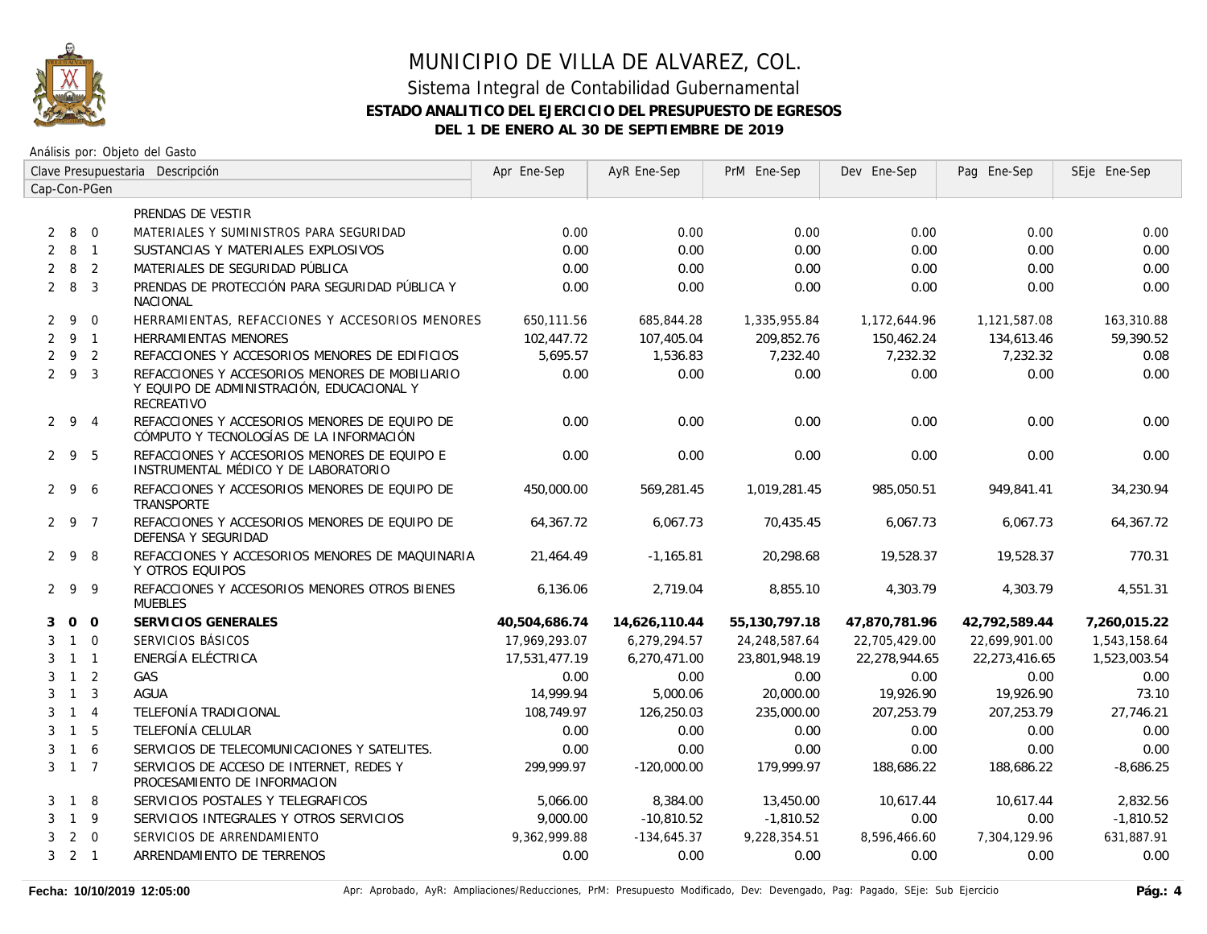# MUNICIPIO DE VILLA DE ALVAREZ, COL.

## Sistema Integral de Contabilidad Gubernamental

**ESTADO ANALITICO DEL EJERCICIO DEL PRESUPUESTO DE EGRESOS**

**DEL 1 DE ENERO AL 30 DE SEPTIEMBRE DE 2019**

Análisis por: Objeto del Gasto

| Clave Presupuestaria Cap-Con-PGen | Descripción | Apr Ene-Sep | AyR Ene-Sep | PrM Ene-Sep | Dev Ene-Sep | Pag Ene-Sep | SEje Ene-Sep |
|---|---|---|---|---|---|---|---|
| | PRENDAS DE VESTIR | | | | | | |
| 2 8 0 | MATERIALES Y SUMINISTROS PARA SEGURIDAD | 0.00 | 0.00 | 0.00 | 0.00 | 0.00 | 0.00 |
| 2 8 1 | SUSTANCIAS Y MATERIALES EXPLOSIVOS | 0.00 | 0.00 | 0.00 | 0.00 | 0.00 | 0.00 |
| 2 8 2 | MATERIALES DE SEGURIDAD PÚBLICA | 0.00 | 0.00 | 0.00 | 0.00 | 0.00 | 0.00 |
| 2 8 3 | PRENDAS DE PROTECCIÓN PARA SEGURIDAD PÚBLICA Y NACIONAL | 0.00 | 0.00 | 0.00 | 0.00 | 0.00 | 0.00 |
| 2 9 0 | HERRAMIENTAS, REFACCIONES Y ACCESORIOS MENORES | 650,111.56 | 685,844.28 | 1,335,955.84 | 1,172,644.96 | 1,121,587.08 | 163,310.88 |
| 2 9 1 | HERRAMIENTAS MENORES | 102,447.72 | 107,405.04 | 209,852.76 | 150,462.24 | 134,613.46 | 59,390.52 |
| 2 9 2 | REFACCIONES Y ACCESORIOS MENORES DE EDIFICIOS | 5,695.57 | 1,536.83 | 7,232.40 | 7,232.32 | 7,232.32 | 0.08 |
| 2 9 3 | REFACCIONES Y ACCESORIOS MENORES DE MOBILIARIO Y EQUIPO DE ADMINISTRACIÓN, EDUCACIONAL Y RECREATIVO | 0.00 | 0.00 | 0.00 | 0.00 | 0.00 | 0.00 |
| 2 9 4 | REFACCIONES Y ACCESORIOS MENORES DE EQUIPO DE CÓMPUTO Y TECNOLOGÍAS DE LA INFORMACIÓN | 0.00 | 0.00 | 0.00 | 0.00 | 0.00 | 0.00 |
| 2 9 5 | REFACCIONES Y ACCESORIOS MENORES DE EQUIPO E INSTRUMENTAL MÉDICO Y DE LABORATORIO | 0.00 | 0.00 | 0.00 | 0.00 | 0.00 | 0.00 |
| 2 9 6 | REFACCIONES Y ACCESORIOS MENORES DE EQUIPO DE TRANSPORTE | 450,000.00 | 569,281.45 | 1,019,281.45 | 985,050.51 | 949,841.41 | 34,230.94 |
| 2 9 7 | REFACCIONES Y ACCESORIOS MENORES DE EQUIPO DE DEFENSA Y SEGURIDAD | 64,367.72 | 6,067.73 | 70,435.45 | 6,067.73 | 6,067.73 | 64,367.72 |
| 2 9 8 | REFACCIONES Y ACCESORIOS MENORES DE MAQUINARIA Y OTROS EQUIPOS | 21,464.49 | -1,165.81 | 20,298.68 | 19,528.37 | 19,528.37 | 770.31 |
| 2 9 9 | REFACCIONES Y ACCESORIOS MENORES OTROS BIENES MUEBLES | 6,136.06 | 2,719.04 | 8,855.10 | 4,303.79 | 4,303.79 | 4,551.31 |
| **3 0 0** | **SERVICIOS GENERALES** | **40,504,686.74** | **14,626,110.44** | **55,130,797.18** | **47,870,781.96** | **42,792,589.44** | **7,260,015.22** |
| 3 1 0 | SERVICIOS BÁSICOS | 17,969,293.07 | 6,279,294.57 | 24,248,587.64 | 22,705,429.00 | 22,699,901.00 | 1,543,158.64 |
| 3 1 1 | ENERGÍA ELÉCTRICA | 17,531,477.19 | 6,270,471.00 | 23,801,948.19 | 22,278,944.65 | 22,273,416.65 | 1,523,003.54 |
| 3 1 2 | GAS | 0.00 | 0.00 | 0.00 | 0.00 | 0.00 | 0.00 |
| 3 1 3 | AGUA | 14,999.94 | 5,000.06 | 20,000.00 | 19,926.90 | 19,926.90 | 73.10 |
| 3 1 4 | TELEFONÍA TRADICIONAL | 108,749.97 | 126,250.03 | 235,000.00 | 207,253.79 | 207,253.79 | 27,746.21 |
| 3 1 5 | TELEFONÍA CELULAR | 0.00 | 0.00 | 0.00 | 0.00 | 0.00 | 0.00 |
| 3 1 6 | SERVICIOS DE TELECOMUNICACIONES Y SATELITES. | 0.00 | 0.00 | 0.00 | 0.00 | 0.00 | 0.00 |
| 3 1 7 | SERVICIOS DE ACCESO DE INTERNET, REDES Y PROCESAMIENTO DE INFORMACION | 299,999.97 | -120,000.00 | 179,999.97 | 188,686.22 | 188,686.22 | -8,686.25 |
| 3 1 8 | SERVICIOS POSTALES Y TELEGRAFICOS | 5,066.00 | 8,384.00 | 13,450.00 | 10,617.44 | 10,617.44 | 2,832.56 |
| 3 1 9 | SERVICIOS INTEGRALES Y OTROS SERVICIOS | 9,000.00 | -10,810.52 | -1,810.52 | 0.00 | 0.00 | -1,810.52 |
| 3 2 0 | SERVICIOS DE ARRENDAMIENTO | 9,362,999.88 | -134,645.37 | 9,228,354.51 | 8,596,466.60 | 7,304,129.96 | 631,887.91 |
| 3 2 1 | ARRENDAMIENTO DE TERRENOS | 0.00 | 0.00 | 0.00 | 0.00 | 0.00 | 0.00 |

**Fecha: 10/10/2019 12:05:00** Apr: Aprobado, AyR: Ampliaciones/Reducciones, PrM: Presupuesto Modificado, Dev: Devengado, Pag: Pagado, SEje: Sub Ejercicio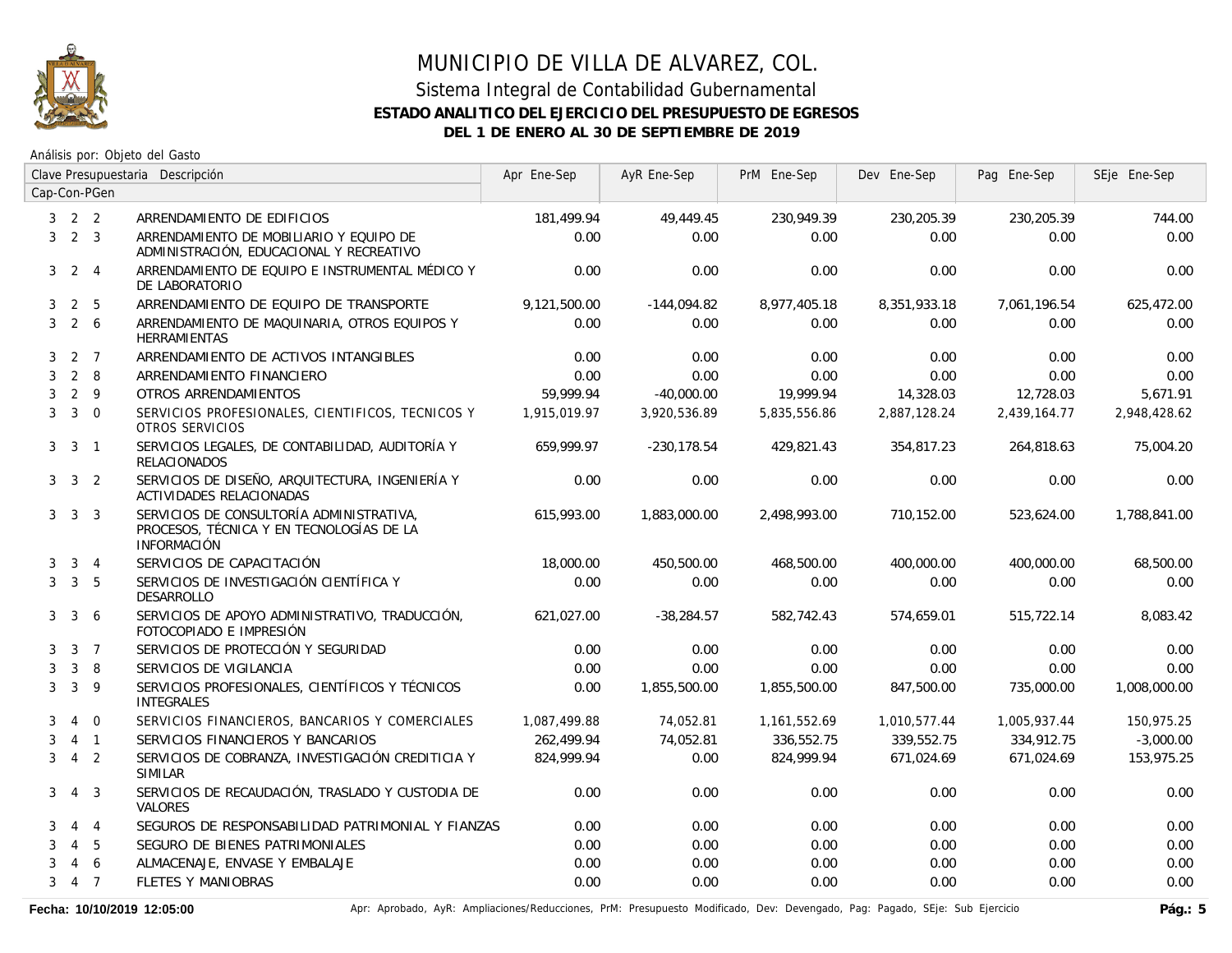# MUNICIPIO DE VILLA DE ALVAREZ, COL.

## Sistema Integral de Contabilidad Gubernamental

**ESTADO ANALITICO DEL EJERCICIO DEL PRESUPUESTO DE EGRESOS**

**DEL 1 DE ENERO AL 30 DE SEPTIEMBRE DE 2019**

Análisis por: Objeto del Gasto

| Clave Presupuestaria Cap-Con-PGen | Descripción | Apr Ene-Sep | AyR Ene-Sep | PrM Ene-Sep | Dev Ene-Sep | Pag Ene-Sep | SEje Ene-Sep |
|---|---|---|---|---|---|---|---|
| 3 2 2 | ARRENDAMIENTO DE EDIFICIOS | 181,499.94 | 49,449.45 | 230,949.39 | 230,205.39 | 230,205.39 | 744.00 |
| 3 2 3 | ARRENDAMIENTO DE MOBILIARIO Y EQUIPO DE ADMINISTRACIÓN, EDUCACIONAL Y RECREATIVO | 0.00 | 0.00 | 0.00 | 0.00 | 0.00 | 0.00 |
| 3 2 4 | ARRENDAMIENTO DE EQUIPO E INSTRUMENTAL MÉDICO Y DE LABORATORIO | 0.00 | 0.00 | 0.00 | 0.00 | 0.00 | 0.00 |
| 3 2 5 | ARRENDAMIENTO DE EQUIPO DE TRANSPORTE | 9,121,500.00 | -144,094.82 | 8,977,405.18 | 8,351,933.18 | 7,061,196.54 | 625,472.00 |
| 3 2 6 | ARRENDAMIENTO DE MAQUINARIA, OTROS EQUIPOS Y HERRAMIENTAS | 0.00 | 0.00 | 0.00 | 0.00 | 0.00 | 0.00 |
| 3 2 7 | ARRENDAMIENTO DE ACTIVOS INTANGIBLES | 0.00 | 0.00 | 0.00 | 0.00 | 0.00 | 0.00 |
| 3 2 8 | ARRENDAMIENTO FINANCIERO | 0.00 | 0.00 | 0.00 | 0.00 | 0.00 | 0.00 |
| 3 2 9 | OTROS ARRENDAMIENTOS | 59,999.94 | -40,000.00 | 19,999.94 | 14,328.03 | 12,728.03 | 5,671.91 |
| 3 3 0 | SERVICIOS PROFESIONALES, CIENTIFICOS, TECNICOS Y OTROS SERVICIOS | 1,915,019.97 | 3,920,536.89 | 5,835,556.86 | 2,887,128.24 | 2,439,164.77 | 2,948,428.62 |
| 3 3 1 | SERVICIOS LEGALES, DE CONTABILIDAD, AUDITORÍA Y RELACIONADOS | 659,999.97 | -230,178.54 | 429,821.43 | 354,817.23 | 264,818.63 | 75,004.20 |
| 3 3 2 | SERVICIOS DE DISEÑO, ARQUITECTURA, INGENIERÍA Y ACTIVIDADES RELACIONADAS | 0.00 | 0.00 | 0.00 | 0.00 | 0.00 | 0.00 |
| 3 3 3 | SERVICIOS DE CONSULTORÍA ADMINISTRATIVA, PROCESOS, TÉCNICA Y EN TECNOLOGÍAS DE LA INFORMACIÓN | 615,993.00 | 1,883,000.00 | 2,498,993.00 | 710,152.00 | 523,624.00 | 1,788,841.00 |
| 3 3 4 | SERVICIOS DE CAPACITACIÓN | 18,000.00 | 450,500.00 | 468,500.00 | 400,000.00 | 400,000.00 | 68,500.00 |
| 3 3 5 | SERVICIOS DE INVESTIGACIÓN CIENTÍFICA Y DESARROLLO | 0.00 | 0.00 | 0.00 | 0.00 | 0.00 | 0.00 |
| 3 3 6 | SERVICIOS DE APOYO ADMINISTRATIVO, TRADUCCIÓN, FOTOCOPIADO E IMPRESIÓN | 621,027.00 | -38,284.57 | 582,742.43 | 574,659.01 | 515,722.14 | 8,083.42 |
| 3 3 7 | SERVICIOS DE PROTECCIÓN Y SEGURIDAD | 0.00 | 0.00 | 0.00 | 0.00 | 0.00 | 0.00 |
| 3 3 8 | SERVICIOS DE VIGILANCIA | 0.00 | 0.00 | 0.00 | 0.00 | 0.00 | 0.00 |
| 3 3 9 | SERVICIOS PROFESIONALES, CIENTÍFICOS Y TÉCNICOS INTEGRALES | 0.00 | 1,855,500.00 | 1,855,500.00 | 847,500.00 | 735,000.00 | 1,008,000.00 |
| 3 4 0 | SERVICIOS FINANCIEROS, BANCARIOS Y COMERCIALES | 1,087,499.88 | 74,052.81 | 1,161,552.69 | 1,010,577.44 | 1,005,937.44 | 150,975.25 |
| 3 4 1 | SERVICIOS FINANCIEROS Y BANCARIOS | 262,499.94 | 74,052.81 | 336,552.75 | 339,552.75 | 334,912.75 | -3,000.00 |
| 3 4 2 | SERVICIOS DE COBRANZA, INVESTIGACIÓN CREDITICIA Y SIMILAR | 824,999.94 | 0.00 | 824,999.94 | 671,024.69 | 671,024.69 | 153,975.25 |
| 3 4 3 | SERVICIOS DE RECAUDACIÓN, TRASLADO Y CUSTODIA DE VALORES | 0.00 | 0.00 | 0.00 | 0.00 | 0.00 | 0.00 |
| 3 4 4 | SEGUROS DE RESPONSABILIDAD PATRIMONIAL Y FIANZAS | 0.00 | 0.00 | 0.00 | 0.00 | 0.00 | 0.00 |
| 3 4 5 | SEGURO DE BIENES PATRIMONIALES | 0.00 | 0.00 | 0.00 | 0.00 | 0.00 | 0.00 |
| 3 4 6 | ALMACENAJE, ENVASE Y EMBALAJE | 0.00 | 0.00 | 0.00 | 0.00 | 0.00 | 0.00 |
| 3 4 7 | FLETES Y MANIOBRAS | 0.00 | 0.00 | 0.00 | 0.00 | 0.00 | 0.00 |

Fecha: 10/10/2019 12:05:00 — Apr: Aprobado, AyR: Ampliaciones/Reducciones, PrM: Presupuesto Modificado, Dev: Devengado, Pag: Pagado, SEje: Sub Ejercicio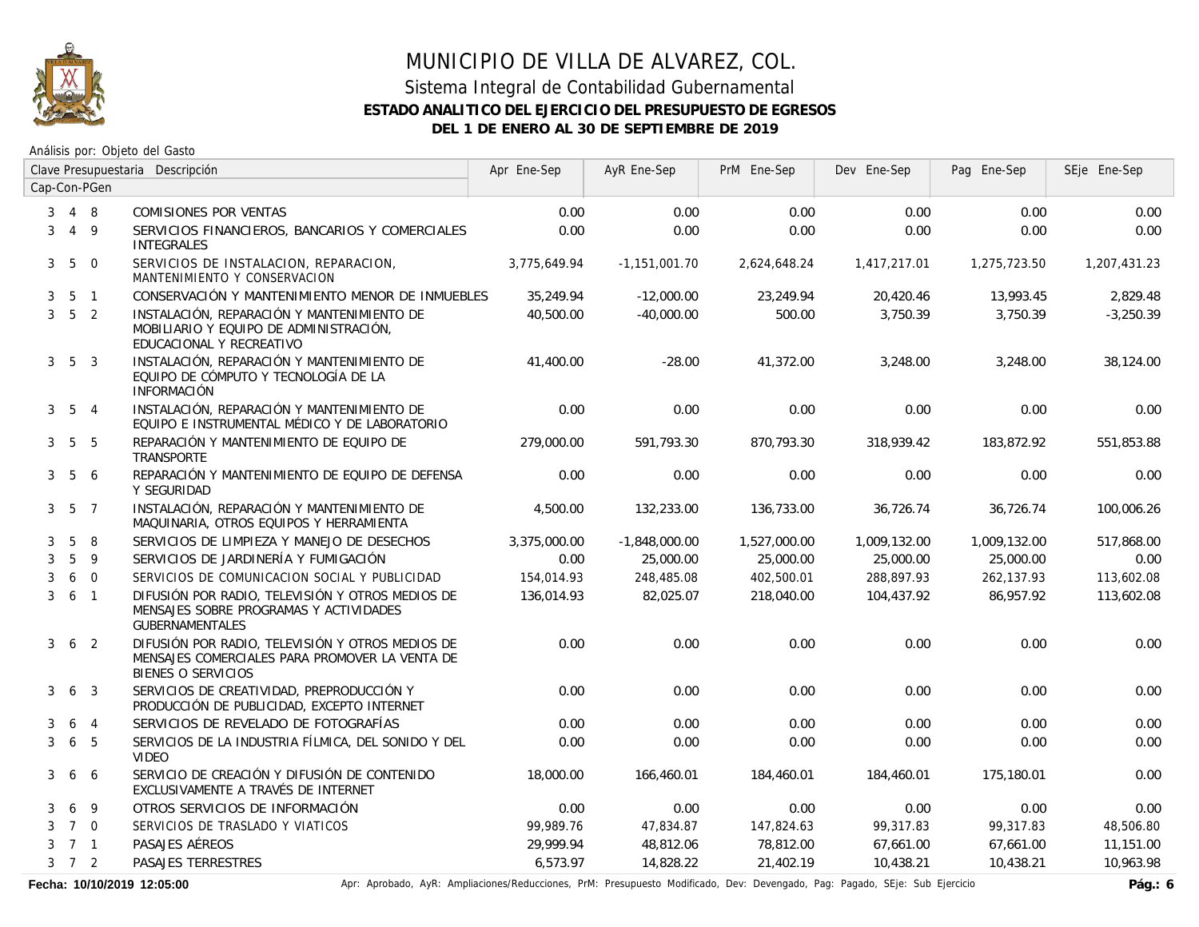# MUNICIPIO DE VILLA DE ALVAREZ, COL.

## Sistema Integral de Contabilidad Gubernamental

### ESTADO ANALITICO DEL EJERCICIO DEL PRESUPUESTO DE EGRESOS

### DEL 1 DE ENERO AL 30 DE SEPTIEMBRE DE 2019

Análisis por: Objeto del Gasto

| Clave Presupuestaria Cap-Con-PGen | Descripción | Apr Ene-Sep | AyR Ene-Sep | PrM Ene-Sep | Dev Ene-Sep | Pag Ene-Sep | SEje Ene-Sep |
|---|---|---|---|---|---|---|---|
| 3 4 8 | COMISIONES POR VENTAS | 0.00 | 0.00 | 0.00 | 0.00 | 0.00 | 0.00 |
| 3 4 9 | SERVICIOS FINANCIEROS, BANCARIOS Y COMERCIALES INTEGRALES | 0.00 | 0.00 | 0.00 | 0.00 | 0.00 | 0.00 |
| 3 5 0 | SERVICIOS DE INSTALACION, REPARACION, MANTENIMIENTO Y CONSERVACION | 3,775,649.94 | -1,151,001.70 | 2,624,648.24 | 1,417,217.01 | 1,275,723.50 | 1,207,431.23 |
| 3 5 1 | CONSERVACIÓN Y MANTENIMIENTO MENOR DE INMUEBLES | 35,249.94 | -12,000.00 | 23,249.94 | 20,420.46 | 13,993.45 | 2,829.48 |
| 3 5 2 | INSTALACIÓN, REPARACIÓN Y MANTENIMIENTO DE MOBILIARIO Y EQUIPO DE ADMINISTRACIÓN, EDUCACIONAL Y RECREATIVO | 40,500.00 | -40,000.00 | 500.00 | 3,750.39 | 3,750.39 | -3,250.39 |
| 3 5 3 | INSTALACIÓN, REPARACIÓN Y MANTENIMIENTO DE EQUIPO DE CÓMPUTO Y TECNOLOGÍA DE LA INFORMACIÓN | 41,400.00 | -28.00 | 41,372.00 | 3,248.00 | 3,248.00 | 38,124.00 |
| 3 5 4 | INSTALACIÓN, REPARACIÓN Y MANTENIMIENTO DE EQUIPO E INSTRUMENTAL MÉDICO Y DE LABORATORIO | 0.00 | 0.00 | 0.00 | 0.00 | 0.00 | 0.00 |
| 3 5 5 | REPARACIÓN Y MANTENIMIENTO DE EQUIPO DE TRANSPORTE | 279,000.00 | 591,793.30 | 870,793.30 | 318,939.42 | 183,872.92 | 551,853.88 |
| 3 5 6 | REPARACIÓN Y MANTENIMIENTO DE EQUIPO DE DEFENSA Y SEGURIDAD | 0.00 | 0.00 | 0.00 | 0.00 | 0.00 | 0.00 |
| 3 5 7 | INSTALACIÓN, REPARACIÓN Y MANTENIMIENTO DE MAQUINARIA, OTROS EQUIPOS Y HERRAMIENTA | 4,500.00 | 132,233.00 | 136,733.00 | 36,726.74 | 36,726.74 | 100,006.26 |
| 3 5 8 | SERVICIOS DE LIMPIEZA Y MANEJO DE DESECHOS | 3,375,000.00 | -1,848,000.00 | 1,527,000.00 | 1,009,132.00 | 1,009,132.00 | 517,868.00 |
| 3 5 9 | SERVICIOS DE JARDINERÍA Y FUMIGACIÓN | 0.00 | 25,000.00 | 25,000.00 | 25,000.00 | 25,000.00 | 0.00 |
| 3 6 0 | SERVICIOS DE COMUNICACION SOCIAL Y PUBLICIDAD | 154,014.93 | 248,485.08 | 402,500.01 | 288,897.93 | 262,137.93 | 113,602.08 |
| 3 6 1 | DIFUSIÓN POR RADIO, TELEVISIÓN Y OTROS MEDIOS DE MENSAJES SOBRE PROGRAMAS Y ACTIVIDADES GUBERNAMENTALES | 136,014.93 | 82,025.07 | 218,040.00 | 104,437.92 | 86,957.92 | 113,602.08 |
| 3 6 2 | DIFUSIÓN POR RADIO, TELEVISIÓN Y OTROS MEDIOS DE MENSAJES COMERCIALES PARA PROMOVER LA VENTA DE BIENES O SERVICIOS | 0.00 | 0.00 | 0.00 | 0.00 | 0.00 | 0.00 |
| 3 6 3 | SERVICIOS DE CREATIVIDAD, PREPRODUCCIÓN Y PRODUCCIÓN DE PUBLICIDAD, EXCEPTO INTERNET | 0.00 | 0.00 | 0.00 | 0.00 | 0.00 | 0.00 |
| 3 6 4 | SERVICIOS DE REVELADO DE FOTOGRAFÍAS | 0.00 | 0.00 | 0.00 | 0.00 | 0.00 | 0.00 |
| 3 6 5 | SERVICIOS DE LA INDUSTRIA FÍLMICA, DEL SONIDO Y DEL VIDEO | 0.00 | 0.00 | 0.00 | 0.00 | 0.00 | 0.00 |
| 3 6 6 | SERVICIO DE CREACIÓN Y DIFUSIÓN DE CONTENIDO EXCLUSIVAMENTE A TRAVÉS DE INTERNET | 18,000.00 | 166,460.01 | 184,460.01 | 184,460.01 | 175,180.01 | 0.00 |
| 3 6 9 | OTROS SERVICIOS DE INFORMACIÓN | 0.00 | 0.00 | 0.00 | 0.00 | 0.00 | 0.00 |
| 3 7 0 | SERVICIOS DE TRASLADO Y VIATICOS | 99,989.76 | 47,834.87 | 147,824.63 | 99,317.83 | 99,317.83 | 48,506.80 |
| 3 7 1 | PASAJES AÉREOS | 29,999.94 | 48,812.06 | 78,812.00 | 67,661.00 | 67,661.00 | 11,151.00 |
| 3 7 2 | PASAJES TERRESTRES | 6,573.97 | 14,828.22 | 21,402.19 | 10,438.21 | 10,438.21 | 10,963.98 |

Fecha: 10/10/2019 12:05:00

Apr: Aprobado, AyR: Ampliaciones/Reducciones, PrM: Presupuesto Modificado, Dev: Devengado, Pag: Pagado, SEje: Sub Ejercicio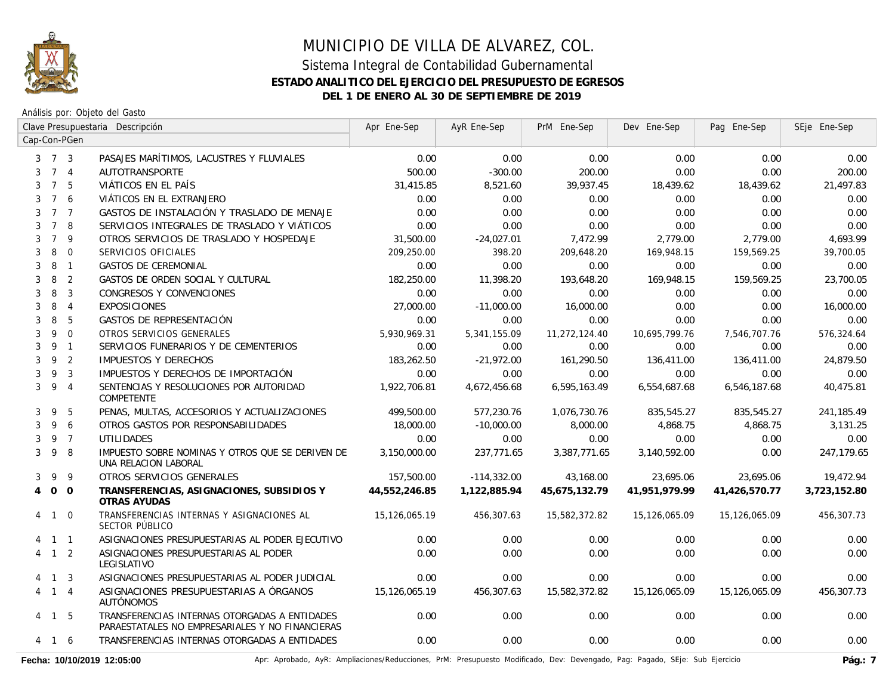# MUNICIPIO DE VILLA DE ALVAREZ, COL.

## Sistema Integral de Contabilidad Gubernamental

### ESTADO ANALITICO DEL EJERCICIO DEL PRESUPUESTO DE EGRESOS

### DEL 1 DE ENERO AL 30 DE SEPTIEMBRE DE 2019

Análisis por: Objeto del Gasto

| Clave Presupuestaria Cap-Con-PGen | Descripción | Apr Ene-Sep | AyR Ene-Sep | PrM Ene-Sep | Dev Ene-Sep | Pag Ene-Sep | SEje Ene-Sep |
|---|---|---|---|---|---|---|---|
| 3 7 3 | PASAJES MARÍTIMOS, LACUSTRES Y FLUVIALES | 0.00 | 0.00 | 0.00 | 0.00 | 0.00 | 0.00 |
| 3 7 4 | AUTOTRANSPORTE | 500.00 | -300.00 | 200.00 | 0.00 | 0.00 | 200.00 |
| 3 7 5 | VIÁTICOS EN EL PAÍS | 31,415.85 | 8,521.60 | 39,937.45 | 18,439.62 | 18,439.62 | 21,497.83 |
| 3 7 6 | VIÁTICOS EN EL EXTRANJERO | 0.00 | 0.00 | 0.00 | 0.00 | 0.00 | 0.00 |
| 3 7 7 | GASTOS DE INSTALACIÓN Y TRASLADO DE MENAJE | 0.00 | 0.00 | 0.00 | 0.00 | 0.00 | 0.00 |
| 3 7 8 | SERVICIOS INTEGRALES DE TRASLADO Y VIÁTICOS | 0.00 | 0.00 | 0.00 | 0.00 | 0.00 | 0.00 |
| 3 7 9 | OTROS SERVICIOS DE TRASLADO Y HOSPEDAJE | 31,500.00 | -24,027.01 | 7,472.99 | 2,779.00 | 2,779.00 | 4,693.99 |
| 3 8 0 | SERVICIOS OFICIALES | 209,250.00 | 398.20 | 209,648.20 | 169,948.15 | 159,569.25 | 39,700.05 |
| 3 8 1 | GASTOS DE CEREMONIAL | 0.00 | 0.00 | 0.00 | 0.00 | 0.00 | 0.00 |
| 3 8 2 | GASTOS DE ORDEN SOCIAL Y CULTURAL | 182,250.00 | 11,398.20 | 193,648.20 | 169,948.15 | 159,569.25 | 23,700.05 |
| 3 8 3 | CONGRESOS Y CONVENCIONES | 0.00 | 0.00 | 0.00 | 0.00 | 0.00 | 0.00 |
| 3 8 4 | EXPOSICIONES | 27,000.00 | -11,000.00 | 16,000.00 | 0.00 | 0.00 | 16,000.00 |
| 3 8 5 | GASTOS DE REPRESENTACIÓN | 0.00 | 0.00 | 0.00 | 0.00 | 0.00 | 0.00 |
| 3 9 0 | OTROS SERVICIOS GENERALES | 5,930,969.31 | 5,341,155.09 | 11,272,124.40 | 10,695,799.76 | 7,546,707.76 | 576,324.64 |
| 3 9 1 | SERVICIOS FUNERARIOS Y DE CEMENTERIOS | 0.00 | 0.00 | 0.00 | 0.00 | 0.00 | 0.00 |
| 3 9 2 | IMPUESTOS Y DERECHOS | 183,262.50 | -21,972.00 | 161,290.50 | 136,411.00 | 136,411.00 | 24,879.50 |
| 3 9 3 | IMPUESTOS Y DERECHOS DE IMPORTACIÓN | 0.00 | 0.00 | 0.00 | 0.00 | 0.00 | 0.00 |
| 3 9 4 | SENTENCIAS Y RESOLUCIONES POR AUTORIDAD COMPETENTE | 1,922,706.81 | 4,672,456.68 | 6,595,163.49 | 6,554,687.68 | 6,546,187.68 | 40,475.81 |
| 3 9 5 | PENAS, MULTAS, ACCESORIOS Y ACTUALIZACIONES | 499,500.00 | 577,230.76 | 1,076,730.76 | 835,545.27 | 835,545.27 | 241,185.49 |
| 3 9 6 | OTROS GASTOS POR RESPONSABILIDADES | 18,000.00 | -10,000.00 | 8,000.00 | 4,868.75 | 4,868.75 | 3,131.25 |
| 3 9 7 | UTILIDADES | 0.00 | 0.00 | 0.00 | 0.00 | 0.00 | 0.00 |
| 3 9 8 | IMPUESTO SOBRE NOMINAS Y OTROS QUE SE DERIVEN DE UNA RELACION LABORAL | 3,150,000.00 | 237,771.65 | 3,387,771.65 | 3,140,592.00 | 0.00 | 247,179.65 |
| 3 9 9 | OTROS SERVICIOS GENERALES | 157,500.00 | -114,332.00 | 43,168.00 | 23,695.06 | 23,695.06 | 19,472.94 |
| **4 0 0** | **TRANSFERENCIAS, ASIGNACIONES, SUBSIDIOS Y OTRAS AYUDAS** | **44,552,246.85** | **1,122,885.94** | **45,675,132.79** | **41,951,979.99** | **41,426,570.77** | **3,723,152.80** |
| 4 1 0 | TRANSFERENCIAS INTERNAS Y ASIGNACIONES AL SECTOR PÚBLICO | 15,126,065.19 | 456,307.63 | 15,582,372.82 | 15,126,065.09 | 15,126,065.09 | 456,307.73 |
| 4 1 1 | ASIGNACIONES PRESUPUESTARIAS AL PODER EJECUTIVO | 0.00 | 0.00 | 0.00 | 0.00 | 0.00 | 0.00 |
| 4 1 2 | ASIGNACIONES PRESUPUESTARIAS AL PODER LEGISLATIVO | 0.00 | 0.00 | 0.00 | 0.00 | 0.00 | 0.00 |
| 4 1 3 | ASIGNACIONES PRESUPUESTARIAS AL PODER JUDICIAL | 0.00 | 0.00 | 0.00 | 0.00 | 0.00 | 0.00 |
| 4 1 4 | ASIGNACIONES PRESUPUESTARIAS A ÓRGANOS AUTÓNOMOS | 15,126,065.19 | 456,307.63 | 15,582,372.82 | 15,126,065.09 | 15,126,065.09 | 456,307.73 |
| 4 1 5 | TRANSFERENCIAS INTERNAS OTORGADAS A ENTIDADES PARAESTATALES NO EMPRESARIALES Y NO FINANCIERAS | 0.00 | 0.00 | 0.00 | 0.00 | 0.00 | 0.00 |
| 4 1 6 | TRANSFERENCIAS INTERNAS OTORGADAS A ENTIDADES | 0.00 | 0.00 | 0.00 | 0.00 | 0.00 | 0.00 |

Fecha: 10/10/2019 12:05:00

Apr: Aprobado, AyR: Ampliaciones/Reducciones, PrM: Presupuesto Modificado, Dev: Devengado, Pag: Pagado, SEje: Sub Ejercicio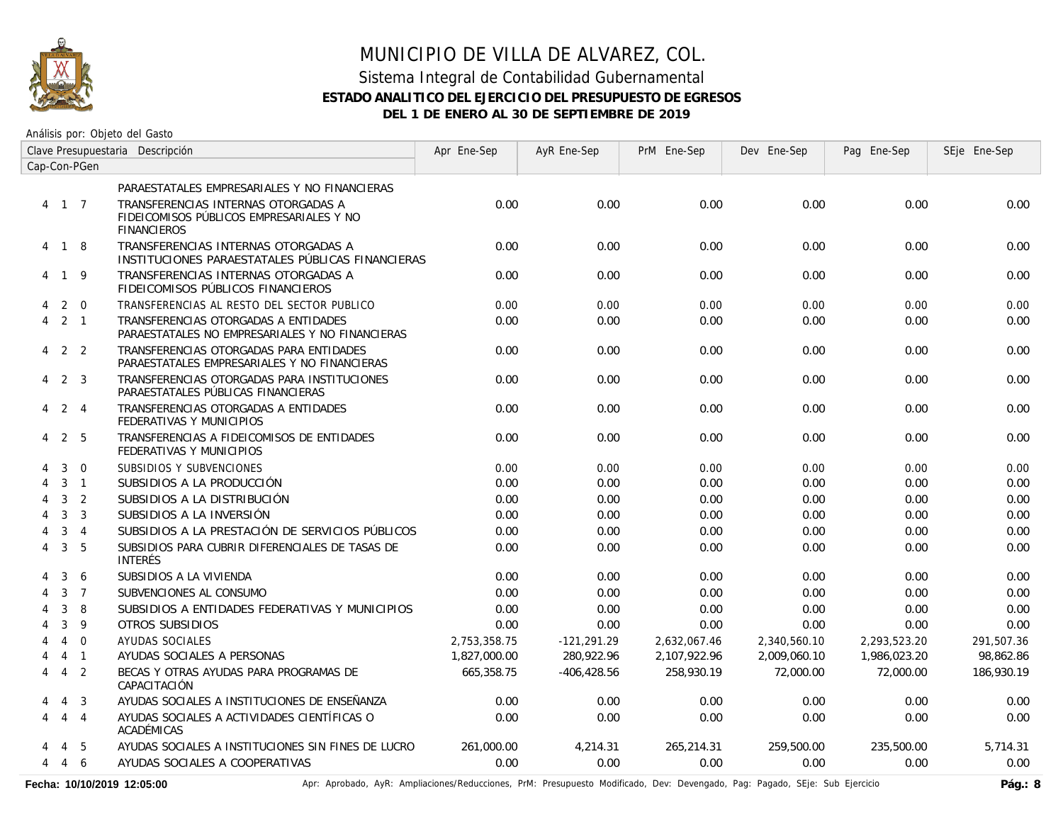# MUNICIPIO DE VILLA DE ALVAREZ, COL.

## Sistema Integral de Contabilidad Gubernamental

### ESTADO ANALITICO DEL EJERCICIO DEL PRESUPUESTO DE EGRESOS

### DEL 1 DE ENERO AL 30 DE SEPTIEMBRE DE 2019

Análisis por: Objeto del Gasto

| Cap-Con-PGen | Clave Presupuestaria Descripción | Apr Ene-Sep | AyR Ene-Sep | PrM Ene-Sep | Dev Ene-Sep | Pag Ene-Sep | SEje Ene-Sep |
|---|---|---|---|---|---|---|---|
| | PARAESTATALES EMPRESARIALES Y NO FINANCIERAS | | | | | | |
| 4 1 7 | TRANSFERENCIAS INTERNAS OTORGADAS A FIDEICOMISOS PÚBLICOS EMPRESARIALES Y NO FINANCIEROS | 0.00 | 0.00 | 0.00 | 0.00 | 0.00 | 0.00 |
| 4 1 8 | TRANSFERENCIAS INTERNAS OTORGADAS A INSTITUCIONES PARAESTATALES PÚBLICAS FINANCIERAS | 0.00 | 0.00 | 0.00 | 0.00 | 0.00 | 0.00 |
| 4 1 9 | TRANSFERENCIAS INTERNAS OTORGADAS A FIDEICOMISOS PÚBLICOS FINANCIEROS | 0.00 | 0.00 | 0.00 | 0.00 | 0.00 | 0.00 |
| 4 2 0 | TRANSFERENCIAS AL RESTO DEL SECTOR PUBLICO | 0.00 | 0.00 | 0.00 | 0.00 | 0.00 | 0.00 |
| 4 2 1 | TRANSFERENCIAS OTORGADAS A ENTIDADES PARAESTATALES NO EMPRESARIALES Y NO FINANCIERAS | 0.00 | 0.00 | 0.00 | 0.00 | 0.00 | 0.00 |
| 4 2 2 | TRANSFERENCIAS OTORGADAS PARA ENTIDADES PARAESTATALES EMPRESARIALES Y NO FINANCIERAS | 0.00 | 0.00 | 0.00 | 0.00 | 0.00 | 0.00 |
| 4 2 3 | TRANSFERENCIAS OTORGADAS PARA INSTITUCIONES PARAESTATALES PÚBLICAS FINANCIERAS | 0.00 | 0.00 | 0.00 | 0.00 | 0.00 | 0.00 |
| 4 2 4 | TRANSFERENCIAS OTORGADAS A ENTIDADES FEDERATIVAS Y MUNICIPIOS | 0.00 | 0.00 | 0.00 | 0.00 | 0.00 | 0.00 |
| 4 2 5 | TRANSFERENCIAS A FIDEICOMISOS DE ENTIDADES FEDERATIVAS Y MUNICIPIOS | 0.00 | 0.00 | 0.00 | 0.00 | 0.00 | 0.00 |
| 4 3 0 | SUBSIDIOS Y SUBVENCIONES | 0.00 | 0.00 | 0.00 | 0.00 | 0.00 | 0.00 |
| 4 3 1 | SUBSIDIOS A LA PRODUCCIÓN | 0.00 | 0.00 | 0.00 | 0.00 | 0.00 | 0.00 |
| 4 3 2 | SUBSIDIOS A LA DISTRIBUCIÓN | 0.00 | 0.00 | 0.00 | 0.00 | 0.00 | 0.00 |
| 4 3 3 | SUBSIDIOS A LA INVERSIÓN | 0.00 | 0.00 | 0.00 | 0.00 | 0.00 | 0.00 |
| 4 3 4 | SUBSIDIOS A LA PRESTACIÓN DE SERVICIOS PÚBLICOS | 0.00 | 0.00 | 0.00 | 0.00 | 0.00 | 0.00 |
| 4 3 5 | SUBSIDIOS PARA CUBRIR DIFERENCIALES DE TASAS DE INTERÉS | 0.00 | 0.00 | 0.00 | 0.00 | 0.00 | 0.00 |
| 4 3 6 | SUBSIDIOS A LA VIVIENDA | 0.00 | 0.00 | 0.00 | 0.00 | 0.00 | 0.00 |
| 4 3 7 | SUBVENCIONES AL CONSUMO | 0.00 | 0.00 | 0.00 | 0.00 | 0.00 | 0.00 |
| 4 3 8 | SUBSIDIOS A ENTIDADES FEDERATIVAS Y MUNICIPIOS | 0.00 | 0.00 | 0.00 | 0.00 | 0.00 | 0.00 |
| 4 3 9 | OTROS SUBSIDIOS | 0.00 | 0.00 | 0.00 | 0.00 | 0.00 | 0.00 |
| 4 4 0 | AYUDAS SOCIALES | 2,753,358.75 | -121,291.29 | 2,632,067.46 | 2,340,560.10 | 2,293,523.20 | 291,507.36 |
| 4 4 1 | AYUDAS SOCIALES A PERSONAS | 1,827,000.00 | 280,922.96 | 2,107,922.96 | 2,009,060.10 | 1,986,023.20 | 98,862.86 |
| 4 4 2 | BECAS Y OTRAS AYUDAS PARA PROGRAMAS DE CAPACITACIÓN | 665,358.75 | -406,428.56 | 258,930.19 | 72,000.00 | 72,000.00 | 186,930.19 |
| 4 4 3 | AYUDAS SOCIALES A INSTITUCIONES DE ENSEÑANZA | 0.00 | 0.00 | 0.00 | 0.00 | 0.00 | 0.00 |
| 4 4 4 | AYUDAS SOCIALES A ACTIVIDADES CIENTÍFICAS O ACADÉMICAS | 0.00 | 0.00 | 0.00 | 0.00 | 0.00 | 0.00 |
| 4 4 5 | AYUDAS SOCIALES A INSTITUCIONES SIN FINES DE LUCRO | 261,000.00 | 4,214.31 | 265,214.31 | 259,500.00 | 235,500.00 | 5,714.31 |
| 4 4 6 | AYUDAS SOCIALES A COOPERATIVAS | 0.00 | 0.00 | 0.00 | 0.00 | 0.00 | 0.00 |

Fecha: 10/10/2019 12:05:00

Apr: Aprobado, AyR: Ampliaciones/Reducciones, PrM: Presupuesto Modificado, Dev: Devengado, Pag: Pagado, SEje: Sub Ejercicio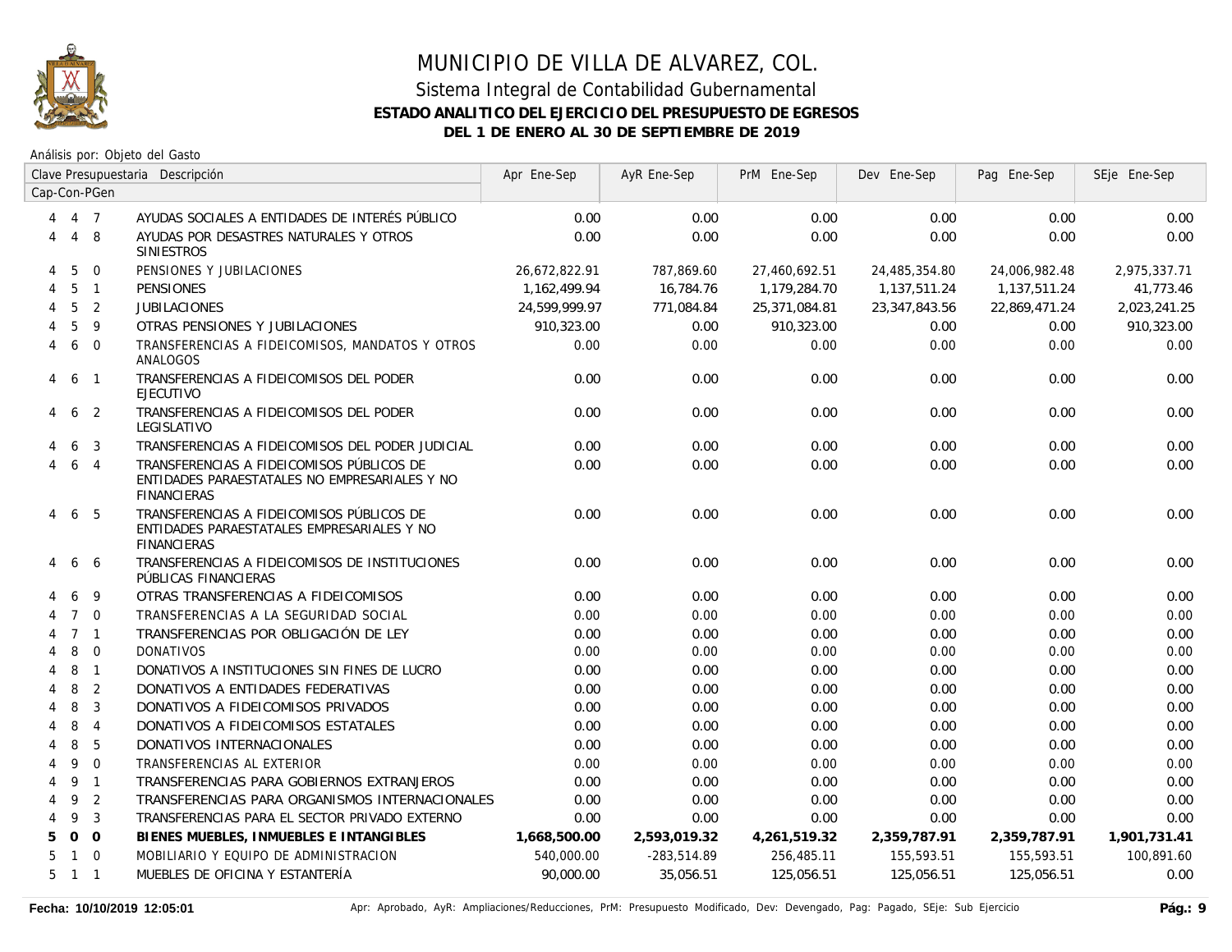# MUNICIPIO DE VILLA DE ALVAREZ, COL.

## Sistema Integral de Contabilidad Gubernamental

### ESTADO ANALITICO DEL EJERCICIO DEL PRESUPUESTO DE EGRESOS

### DEL 1 DE ENERO AL 30 DE SEPTIEMBRE DE 2019

Análisis por: Objeto del Gasto

| Clave Presupuestaria Cap-Con-PGen | Descripción | Apr Ene-Sep | AyR Ene-Sep | PrM Ene-Sep | Dev Ene-Sep | Pag Ene-Sep | SEje Ene-Sep |
|---|---|---|---|---|---|---|---|
| 4 4 7 | AYUDAS SOCIALES A ENTIDADES DE INTERÉS PÚBLICO | 0.00 | 0.00 | 0.00 | 0.00 | 0.00 | 0.00 |
| 4 4 8 | AYUDAS POR DESASTRES NATURALES Y OTROS SINIESTROS | 0.00 | 0.00 | 0.00 | 0.00 | 0.00 | 0.00 |
| 4 5 0 | PENSIONES Y JUBILACIONES | 26,672,822.91 | 787,869.60 | 27,460,692.51 | 24,485,354.80 | 24,006,982.48 | 2,975,337.71 |
| 4 5 1 | PENSIONES | 1,162,499.94 | 16,784.76 | 1,179,284.70 | 1,137,511.24 | 1,137,511.24 | 41,773.46 |
| 4 5 2 | JUBILACIONES | 24,599,999.97 | 771,084.84 | 25,371,084.81 | 23,347,843.56 | 22,869,471.24 | 2,023,241.25 |
| 4 5 9 | OTRAS PENSIONES Y JUBILACIONES | 910,323.00 | 0.00 | 910,323.00 | 0.00 | 0.00 | 910,323.00 |
| 4 6 0 | TRANSFERENCIAS A FIDEICOMISOS, MANDATOS Y OTROS ANALOGOS | 0.00 | 0.00 | 0.00 | 0.00 | 0.00 | 0.00 |
| 4 6 1 | TRANSFERENCIAS A FIDEICOMISOS DEL PODER EJECUTIVO | 0.00 | 0.00 | 0.00 | 0.00 | 0.00 | 0.00 |
| 4 6 2 | TRANSFERENCIAS A FIDEICOMISOS DEL PODER LEGISLATIVO | 0.00 | 0.00 | 0.00 | 0.00 | 0.00 | 0.00 |
| 4 6 3 | TRANSFERENCIAS A FIDEICOMISOS DEL PODER JUDICIAL | 0.00 | 0.00 | 0.00 | 0.00 | 0.00 | 0.00 |
| 4 6 4 | TRANSFERENCIAS A FIDEICOMISOS PÚBLICOS DE ENTIDADES PARAESTATALES NO EMPRESARIALES Y NO FINANCIERAS | 0.00 | 0.00 | 0.00 | 0.00 | 0.00 | 0.00 |
| 4 6 5 | TRANSFERENCIAS A FIDEICOMISOS PÚBLICOS DE ENTIDADES PARAESTATALES EMPRESARIALES Y NO FINANCIERAS | 0.00 | 0.00 | 0.00 | 0.00 | 0.00 | 0.00 |
| 4 6 6 | TRANSFERENCIAS A FIDEICOMISOS DE INSTITUCIONES PÚBLICAS FINANCIERAS | 0.00 | 0.00 | 0.00 | 0.00 | 0.00 | 0.00 |
| 4 6 9 | OTRAS TRANSFERENCIAS A FIDEICOMISOS | 0.00 | 0.00 | 0.00 | 0.00 | 0.00 | 0.00 |
| 4 7 0 | TRANSFERENCIAS A LA SEGURIDAD SOCIAL | 0.00 | 0.00 | 0.00 | 0.00 | 0.00 | 0.00 |
| 4 7 1 | TRANSFERENCIAS POR OBLIGACIÓN DE LEY | 0.00 | 0.00 | 0.00 | 0.00 | 0.00 | 0.00 |
| 4 8 0 | DONATIVOS | 0.00 | 0.00 | 0.00 | 0.00 | 0.00 | 0.00 |
| 4 8 1 | DONATIVOS A INSTITUCIONES SIN FINES DE LUCRO | 0.00 | 0.00 | 0.00 | 0.00 | 0.00 | 0.00 |
| 4 8 2 | DONATIVOS A ENTIDADES FEDERATIVAS | 0.00 | 0.00 | 0.00 | 0.00 | 0.00 | 0.00 |
| 4 8 3 | DONATIVOS A FIDEICOMISOS PRIVADOS | 0.00 | 0.00 | 0.00 | 0.00 | 0.00 | 0.00 |
| 4 8 4 | DONATIVOS A FIDEICOMISOS ESTATALES | 0.00 | 0.00 | 0.00 | 0.00 | 0.00 | 0.00 |
| 4 8 5 | DONATIVOS INTERNACIONALES | 0.00 | 0.00 | 0.00 | 0.00 | 0.00 | 0.00 |
| 4 9 0 | TRANSFERENCIAS AL EXTERIOR | 0.00 | 0.00 | 0.00 | 0.00 | 0.00 | 0.00 |
| 4 9 1 | TRANSFERENCIAS PARA GOBIERNOS EXTRANJEROS | 0.00 | 0.00 | 0.00 | 0.00 | 0.00 | 0.00 |
| 4 9 2 | TRANSFERENCIAS PARA ORGANISMOS INTERNACIONALES | 0.00 | 0.00 | 0.00 | 0.00 | 0.00 | 0.00 |
| 4 9 3 | TRANSFERENCIAS PARA EL SECTOR PRIVADO EXTERNO | 0.00 | 0.00 | 0.00 | 0.00 | 0.00 | 0.00 |
| **5 0 0** | **BIENES MUEBLES, INMUEBLES E INTANGIBLES** | **1,668,500.00** | **2,593,019.32** | **4,261,519.32** | **2,359,787.91** | **2,359,787.91** | **1,901,731.41** |
| 5 1 0 | MOBILIARIO Y EQUIPO DE ADMINISTRACION | 540,000.00 | -283,514.89 | 256,485.11 | 155,593.51 | 155,593.51 | 100,891.60 |
| 5 1 1 | MUEBLES DE OFICINA Y ESTANTERÍA | 90,000.00 | 35,056.51 | 125,056.51 | 125,056.51 | 125,056.51 | 0.00 |

**Fecha: 10/10/2019 12:05:01** Apr: Aprobado, AyR: Ampliaciones/Reducciones, PrM: Presupuesto Modificado, Dev: Devengado, Pag: Pagado, SEje: Sub Ejercicio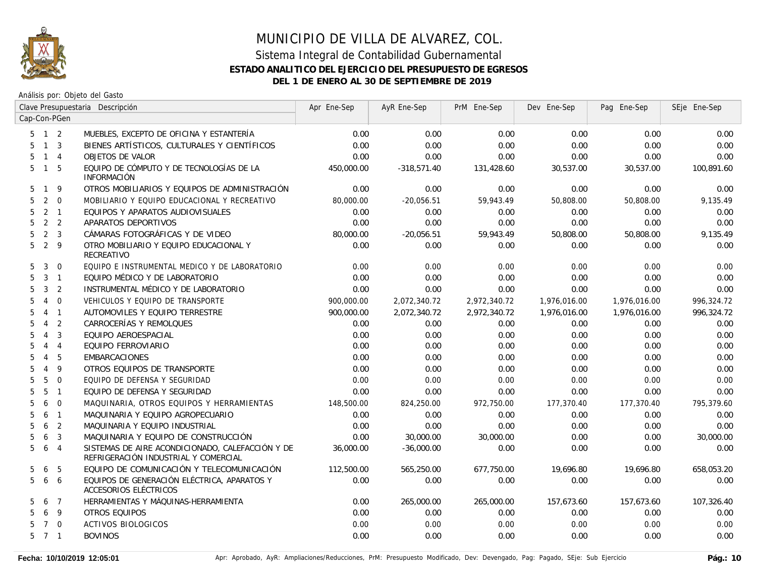# MUNICIPIO DE VILLA DE ALVAREZ, COL.

## Sistema Integral de Contabilidad Gubernamental

### ESTADO ANALITICO DEL EJERCICIO DEL PRESUPUESTO DE EGRESOS

### DEL 1 DE ENERO AL 30 DE SEPTIEMBRE DE 2019

Análisis por: Objeto del Gasto

| Clave Presupuestaria Cap-Con-PGen | Descripción | Apr Ene-Sep | AyR Ene-Sep | PrM Ene-Sep | Dev Ene-Sep | Pag Ene-Sep | SEje Ene-Sep |
|---|---|---|---|---|---|---|---|
| 5 1 2 | MUEBLES, EXCEPTO DE OFICINA Y ESTANTERÍA | 0.00 | 0.00 | 0.00 | 0.00 | 0.00 | 0.00 |
| 5 1 3 | BIENES ARTÍSTICOS, CULTURALES Y CIENTÍFICOS | 0.00 | 0.00 | 0.00 | 0.00 | 0.00 | 0.00 |
| 5 1 4 | OBJETOS DE VALOR | 0.00 | 0.00 | 0.00 | 0.00 | 0.00 | 0.00 |
| 5 1 5 | EQUIPO DE CÓMPUTO Y DE TECNOLOGÍAS DE LA INFORMACIÓN | 450,000.00 | -318,571.40 | 131,428.60 | 30,537.00 | 30,537.00 | 100,891.60 |
| 5 1 9 | OTROS MOBILIARIOS Y EQUIPOS DE ADMINISTRACIÓN | 0.00 | 0.00 | 0.00 | 0.00 | 0.00 | 0.00 |
| 5 2 0 | MOBILIARIO Y EQUIPO EDUCACIONAL Y RECREATIVO | 80,000.00 | -20,056.51 | 59,943.49 | 50,808.00 | 50,808.00 | 9,135.49 |
| 5 2 1 | EQUIPOS Y APARATOS AUDIOVISUALES | 0.00 | 0.00 | 0.00 | 0.00 | 0.00 | 0.00 |
| 5 2 2 | APARATOS DEPORTIVOS | 0.00 | 0.00 | 0.00 | 0.00 | 0.00 | 0.00 |
| 5 2 3 | CÁMARAS FOTOGRÁFICAS Y DE VIDEO | 80,000.00 | -20,056.51 | 59,943.49 | 50,808.00 | 50,808.00 | 9,135.49 |
| 5 2 9 | OTRO MOBILIARIO Y EQUIPO EDUCACIONAL Y RECREATIVO | 0.00 | 0.00 | 0.00 | 0.00 | 0.00 | 0.00 |
| 5 3 0 | EQUIPO E INSTRUMENTAL MEDICO Y DE LABORATORIO | 0.00 | 0.00 | 0.00 | 0.00 | 0.00 | 0.00 |
| 5 3 1 | EQUIPO MÉDICO Y DE LABORATORIO | 0.00 | 0.00 | 0.00 | 0.00 | 0.00 | 0.00 |
| 5 3 2 | INSTRUMENTAL MÉDICO Y DE LABORATORIO | 0.00 | 0.00 | 0.00 | 0.00 | 0.00 | 0.00 |
| 5 4 0 | VEHICULOS Y EQUIPO DE TRANSPORTE | 900,000.00 | 2,072,340.72 | 2,972,340.72 | 1,976,016.00 | 1,976,016.00 | 996,324.72 |
| 5 4 1 | AUTOMOVILES Y EQUIPO TERRESTRE | 900,000.00 | 2,072,340.72 | 2,972,340.72 | 1,976,016.00 | 1,976,016.00 | 996,324.72 |
| 5 4 2 | CARROCERÍAS Y REMOLQUES | 0.00 | 0.00 | 0.00 | 0.00 | 0.00 | 0.00 |
| 5 4 3 | EQUIPO AEROESPACIAL | 0.00 | 0.00 | 0.00 | 0.00 | 0.00 | 0.00 |
| 5 4 4 | EQUIPO FERROVIARIO | 0.00 | 0.00 | 0.00 | 0.00 | 0.00 | 0.00 |
| 5 4 5 | EMBARCACIONES | 0.00 | 0.00 | 0.00 | 0.00 | 0.00 | 0.00 |
| 5 4 9 | OTROS EQUIPOS DE TRANSPORTE | 0.00 | 0.00 | 0.00 | 0.00 | 0.00 | 0.00 |
| 5 5 0 | EQUIPO DE DEFENSA Y SEGURIDAD | 0.00 | 0.00 | 0.00 | 0.00 | 0.00 | 0.00 |
| 5 5 1 | EQUIPO DE DEFENSA Y SEGURIDAD | 0.00 | 0.00 | 0.00 | 0.00 | 0.00 | 0.00 |
| 5 6 0 | MAQUINARIA, OTROS EQUIPOS Y HERRAMIENTAS | 148,500.00 | 824,250.00 | 972,750.00 | 177,370.40 | 177,370.40 | 795,379.60 |
| 5 6 1 | MAQUINARIA Y EQUIPO AGROPECUARIO | 0.00 | 0.00 | 0.00 | 0.00 | 0.00 | 0.00 |
| 5 6 2 | MAQUINARIA Y EQUIPO INDUSTRIAL | 0.00 | 0.00 | 0.00 | 0.00 | 0.00 | 0.00 |
| 5 6 3 | MAQUINARIA Y EQUIPO DE CONSTRUCCIÓN | 0.00 | 30,000.00 | 30,000.00 | 0.00 | 0.00 | 30,000.00 |
| 5 6 4 | SISTEMAS DE AIRE ACONDICIONADO, CALEFACCIÓN Y DE REFRIGERACIÓN INDUSTRIAL Y COMERCIAL | 36,000.00 | -36,000.00 | 0.00 | 0.00 | 0.00 | 0.00 |
| 5 6 5 | EQUIPO DE COMUNICACIÓN Y TELECOMUNICACIÓN | 112,500.00 | 565,250.00 | 677,750.00 | 19,696.80 | 19,696.80 | 658,053.20 |
| 5 6 6 | EQUIPOS DE GENERACIÓN ELÉCTRICA, APARATOS Y ACCESORIOS ELÉCTRICOS | 0.00 | 0.00 | 0.00 | 0.00 | 0.00 | 0.00 |
| 5 6 7 | HERRAMIENTAS Y MÁQUINAS-HERRAMIENTA | 0.00 | 265,000.00 | 265,000.00 | 157,673.60 | 157,673.60 | 107,326.40 |
| 5 6 9 | OTROS EQUIPOS | 0.00 | 0.00 | 0.00 | 0.00 | 0.00 | 0.00 |
| 5 7 0 | ACTIVOS BIOLOGICOS | 0.00 | 0.00 | 0.00 | 0.00 | 0.00 | 0.00 |
| 5 7 1 | BOVINOS | 0.00 | 0.00 | 0.00 | 0.00 | 0.00 | 0.00 |

Fecha: 10/10/2019 12:05:01

Apr: Aprobado, AyR: Ampliaciones/Reducciones, PrM: Presupuesto Modificado, Dev: Devengado, Pag: Pagado, SEje: Sub Ejercicio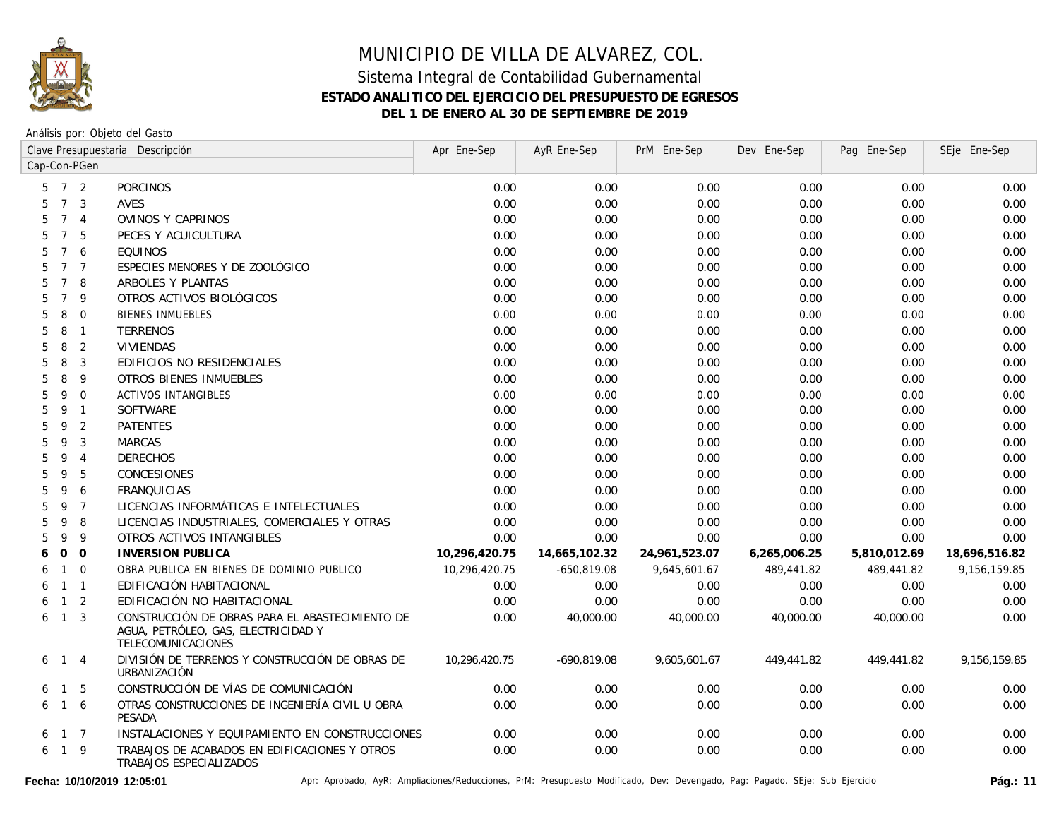# MUNICIPIO DE VILLA DE ALVAREZ, COL.

## Sistema Integral de Contabilidad Gubernamental

### ESTADO ANALITICO DEL EJERCICIO DEL PRESUPUESTO DE EGRESOS

### DEL 1 DE ENERO AL 30 DE SEPTIEMBRE DE 2019

Análisis por: Objeto del Gasto

| Clave Presupuestaria Cap-Con-PGen | | | Descripción | Apr Ene-Sep | AyR Ene-Sep | PrM Ene-Sep | Dev Ene-Sep | Pag Ene-Sep | SEje Ene-Sep |
|---|---|---|---|---|---|---|---|---|---|
| 5 | 7 | 2 | PORCINOS | 0.00 | 0.00 | 0.00 | 0.00 | 0.00 | 0.00 |
| 5 | 7 | 3 | AVES | 0.00 | 0.00 | 0.00 | 0.00 | 0.00 | 0.00 |
| 5 | 7 | 4 | OVINOS Y CAPRINOS | 0.00 | 0.00 | 0.00 | 0.00 | 0.00 | 0.00 |
| 5 | 7 | 5 | PECES Y ACUICULTURA | 0.00 | 0.00 | 0.00 | 0.00 | 0.00 | 0.00 |
| 5 | 7 | 6 | EQUINOS | 0.00 | 0.00 | 0.00 | 0.00 | 0.00 | 0.00 |
| 5 | 7 | 7 | ESPECIES MENORES Y DE ZOOLÓGICO | 0.00 | 0.00 | 0.00 | 0.00 | 0.00 | 0.00 |
| 5 | 7 | 8 | ARBOLES Y PLANTAS | 0.00 | 0.00 | 0.00 | 0.00 | 0.00 | 0.00 |
| 5 | 7 | 9 | OTROS ACTIVOS BIOLÓGICOS | 0.00 | 0.00 | 0.00 | 0.00 | 0.00 | 0.00 |
| 5 | 8 | 0 | BIENES INMUEBLES | 0.00 | 0.00 | 0.00 | 0.00 | 0.00 | 0.00 |
| 5 | 8 | 1 | TERRENOS | 0.00 | 0.00 | 0.00 | 0.00 | 0.00 | 0.00 |
| 5 | 8 | 2 | VIVIENDAS | 0.00 | 0.00 | 0.00 | 0.00 | 0.00 | 0.00 |
| 5 | 8 | 3 | EDIFICIOS NO RESIDENCIALES | 0.00 | 0.00 | 0.00 | 0.00 | 0.00 | 0.00 |
| 5 | 8 | 9 | OTROS BIENES INMUEBLES | 0.00 | 0.00 | 0.00 | 0.00 | 0.00 | 0.00 |
| 5 | 9 | 0 | ACTIVOS INTANGIBLES | 0.00 | 0.00 | 0.00 | 0.00 | 0.00 | 0.00 |
| 5 | 9 | 1 | SOFTWARE | 0.00 | 0.00 | 0.00 | 0.00 | 0.00 | 0.00 |
| 5 | 9 | 2 | PATENTES | 0.00 | 0.00 | 0.00 | 0.00 | 0.00 | 0.00 |
| 5 | 9 | 3 | MARCAS | 0.00 | 0.00 | 0.00 | 0.00 | 0.00 | 0.00 |
| 5 | 9 | 4 | DERECHOS | 0.00 | 0.00 | 0.00 | 0.00 | 0.00 | 0.00 |
| 5 | 9 | 5 | CONCESIONES | 0.00 | 0.00 | 0.00 | 0.00 | 0.00 | 0.00 |
| 5 | 9 | 6 | FRANQUICIAS | 0.00 | 0.00 | 0.00 | 0.00 | 0.00 | 0.00 |
| 5 | 9 | 7 | LICENCIAS INFORMÁTICAS E INTELECTUALES | 0.00 | 0.00 | 0.00 | 0.00 | 0.00 | 0.00 |
| 5 | 9 | 8 | LICENCIAS INDUSTRIALES, COMERCIALES Y OTRAS | 0.00 | 0.00 | 0.00 | 0.00 | 0.00 | 0.00 |
| 5 | 9 | 9 | OTROS ACTIVOS INTANGIBLES | 0.00 | 0.00 | 0.00 | 0.00 | 0.00 | 0.00 |
| **6** | **0** | **0** | **INVERSION PUBLICA** | **10,296,420.75** | **14,665,102.32** | **24,961,523.07** | **6,265,006.25** | **5,810,012.69** | **18,696,516.82** |
| 6 | 1 | 0 | OBRA PUBLICA EN BIENES DE DOMINIO PUBLICO | 10,296,420.75 | -650,819.08 | 9,645,601.67 | 489,441.82 | 489,441.82 | 9,156,159.85 |
| 6 | 1 | 1 | EDIFICACIÓN HABITACIONAL | 0.00 | 0.00 | 0.00 | 0.00 | 0.00 | 0.00 |
| 6 | 1 | 2 | EDIFICACIÓN NO HABITACIONAL | 0.00 | 0.00 | 0.00 | 0.00 | 0.00 | 0.00 |
| 6 | 1 | 3 | CONSTRUCCIÓN DE OBRAS PARA EL ABASTECIMIENTO DE AGUA, PETRÓLEO, GAS, ELECTRICIDAD Y TELECOMUNICACIONES | 0.00 | 40,000.00 | 40,000.00 | 40,000.00 | 40,000.00 | 0.00 |
| 6 | 1 | 4 | DIVISIÓN DE TERRENOS Y CONSTRUCCIÓN DE OBRAS DE URBANIZACIÓN | 10,296,420.75 | -690,819.08 | 9,605,601.67 | 449,441.82 | 449,441.82 | 9,156,159.85 |
| 6 | 1 | 5 | CONSTRUCCIÓN DE VÍAS DE COMUNICACIÓN | 0.00 | 0.00 | 0.00 | 0.00 | 0.00 | 0.00 |
| 6 | 1 | 6 | OTRAS CONSTRUCCIONES DE INGENIERÍA CIVIL U OBRA PESADA | 0.00 | 0.00 | 0.00 | 0.00 | 0.00 | 0.00 |
| 6 | 1 | 7 | INSTALACIONES Y EQUIPAMIENTO EN CONSTRUCCIONES | 0.00 | 0.00 | 0.00 | 0.00 | 0.00 | 0.00 |
| 6 | 1 | 9 | TRABAJOS DE ACABADOS EN EDIFICACIONES Y OTROS TRABAJOS ESPECIALIZADOS | 0.00 | 0.00 | 0.00 | 0.00 | 0.00 | 0.00 |

Fecha: 10/10/2019 12:05:01

Apr: Aprobado, AyR: Ampliaciones/Reducciones, PrM: Presupuesto Modificado, Dev: Devengado, Pag: Pagado, SEje: Sub Ejercicio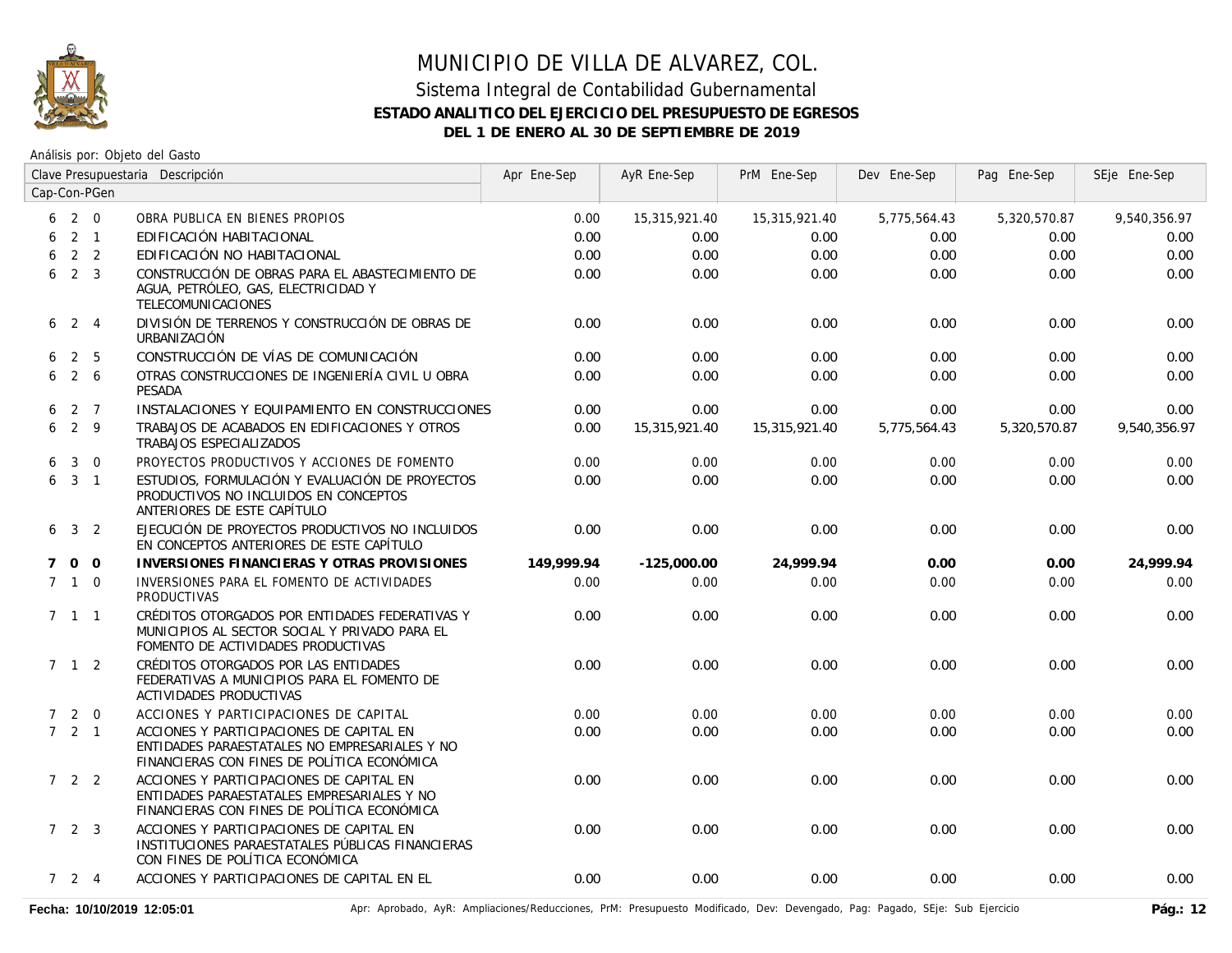# MUNICIPIO DE VILLA DE ALVAREZ, COL.

## Sistema Integral de Contabilidad Gubernamental

### ESTADO ANALITICO DEL EJERCICIO DEL PRESUPUESTO DE EGRESOS

### DEL 1 DE ENERO AL 30 DE SEPTIEMBRE DE 2019

Análisis por: Objeto del Gasto

| Clave Presupuestaria Cap-Con-PGen | Descripción | Apr Ene-Sep | AyR Ene-Sep | PrM Ene-Sep | Dev Ene-Sep | Pag Ene-Sep | SEje Ene-Sep |
|---|---|---|---|---|---|---|---|
| 6 2 0 | OBRA PUBLICA EN BIENES PROPIOS | 0.00 | 15,315,921.40 | 15,315,921.40 | 5,775,564.43 | 5,320,570.87 | 9,540,356.97 |
| 6 2 1 | EDIFICACIÓN HABITACIONAL | 0.00 | 0.00 | 0.00 | 0.00 | 0.00 | 0.00 |
| 6 2 2 | EDIFICACIÓN NO HABITACIONAL | 0.00 | 0.00 | 0.00 | 0.00 | 0.00 | 0.00 |
| 6 2 3 | CONSTRUCCIÓN DE OBRAS PARA EL ABASTECIMIENTO DE AGUA, PETRÓLEO, GAS, ELECTRICIDAD Y TELECOMUNICACIONES | 0.00 | 0.00 | 0.00 | 0.00 | 0.00 | 0.00 |
| 6 2 4 | DIVISIÓN DE TERRENOS Y CONSTRUCCIÓN DE OBRAS DE URBANIZACIÓN | 0.00 | 0.00 | 0.00 | 0.00 | 0.00 | 0.00 |
| 6 2 5 | CONSTRUCCIÓN DE VÍAS DE COMUNICACIÓN | 0.00 | 0.00 | 0.00 | 0.00 | 0.00 | 0.00 |
| 6 2 6 | OTRAS CONSTRUCCIONES DE INGENIERÍA CIVIL U OBRA PESADA | 0.00 | 0.00 | 0.00 | 0.00 | 0.00 | 0.00 |
| 6 2 7 | INSTALACIONES Y EQUIPAMIENTO EN CONSTRUCCIONES | 0.00 | 0.00 | 0.00 | 0.00 | 0.00 | 0.00 |
| 6 2 9 | TRABAJOS DE ACABADOS EN EDIFICACIONES Y OTROS TRABAJOS ESPECIALIZADOS | 0.00 | 15,315,921.40 | 15,315,921.40 | 5,775,564.43 | 5,320,570.87 | 9,540,356.97 |
| 6 3 0 | PROYECTOS PRODUCTIVOS Y ACCIONES DE FOMENTO | 0.00 | 0.00 | 0.00 | 0.00 | 0.00 | 0.00 |
| 6 3 1 | ESTUDIOS, FORMULACIÓN Y EVALUACIÓN DE PROYECTOS PRODUCTIVOS NO INCLUIDOS EN CONCEPTOS ANTERIORES DE ESTE CAPÍTULO | 0.00 | 0.00 | 0.00 | 0.00 | 0.00 | 0.00 |
| 6 3 2 | EJECUCIÓN DE PROYECTOS PRODUCTIVOS NO INCLUIDOS EN CONCEPTOS ANTERIORES DE ESTE CAPÍTULO | 0.00 | 0.00 | 0.00 | 0.00 | 0.00 | 0.00 |
| **7 0 0** | **INVERSIONES FINANCIERAS Y OTRAS PROVISIONES** | **149,999.94** | **-125,000.00** | **24,999.94** | **0.00** | **0.00** | **24,999.94** |
| 7 1 0 | INVERSIONES PARA EL FOMENTO DE ACTIVIDADES PRODUCTIVAS | 0.00 | 0.00 | 0.00 | 0.00 | 0.00 | 0.00 |
| 7 1 1 | CRÉDITOS OTORGADOS POR ENTIDADES FEDERATIVAS Y MUNICIPIOS AL SECTOR SOCIAL Y PRIVADO PARA EL FOMENTO DE ACTIVIDADES PRODUCTIVAS | 0.00 | 0.00 | 0.00 | 0.00 | 0.00 | 0.00 |
| 7 1 2 | CRÉDITOS OTORGADOS POR LAS ENTIDADES FEDERATIVAS A MUNICIPIOS PARA EL FOMENTO DE ACTIVIDADES PRODUCTIVAS | 0.00 | 0.00 | 0.00 | 0.00 | 0.00 | 0.00 |
| 7 2 0 | ACCIONES Y PARTICIPACIONES DE CAPITAL | 0.00 | 0.00 | 0.00 | 0.00 | 0.00 | 0.00 |
| 7 2 1 | ACCIONES Y PARTICIPACIONES DE CAPITAL EN ENTIDADES PARAESTATALES NO EMPRESARIALES Y NO FINANCIERAS CON FINES DE POLÍTICA ECONÓMICA | 0.00 | 0.00 | 0.00 | 0.00 | 0.00 | 0.00 |
| 7 2 2 | ACCIONES Y PARTICIPACIONES DE CAPITAL EN ENTIDADES PARAESTATALES EMPRESARIALES Y NO FINANCIERAS CON FINES DE POLÍTICA ECONÓMICA | 0.00 | 0.00 | 0.00 | 0.00 | 0.00 | 0.00 |
| 7 2 3 | ACCIONES Y PARTICIPACIONES DE CAPITAL EN INSTITUCIONES PARAESTATALES PÚBLICAS FINANCIERAS CON FINES DE POLÍTICA ECONÓMICA | 0.00 | 0.00 | 0.00 | 0.00 | 0.00 | 0.00 |
| 7 2 4 | ACCIONES Y PARTICIPACIONES DE CAPITAL EN EL | 0.00 | 0.00 | 0.00 | 0.00 | 0.00 | 0.00 |

Fecha: 10/10/2019 12:05:01 — Apr: Aprobado, AyR: Ampliaciones/Reducciones, PrM: Presupuesto Modificado, Dev: Devengado, Pag: Pagado, SEje: Sub Ejercicio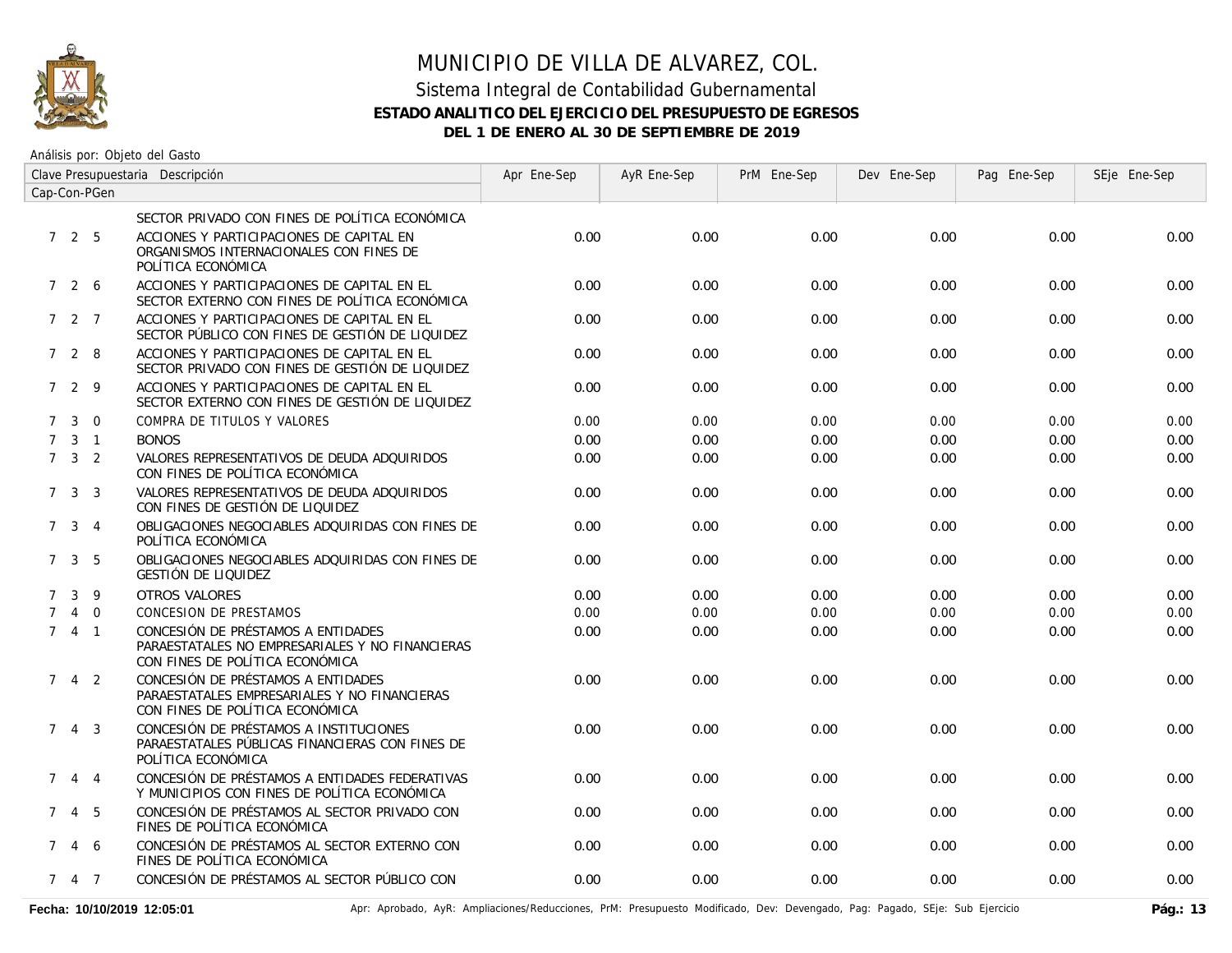# MUNICIPIO DE VILLA DE ALVAREZ, COL.

## Sistema Integral de Contabilidad Gubernamental

### ESTADO ANALITICO DEL EJERCICIO DEL PRESUPUESTO DE EGRESOS

### DEL 1 DE ENERO AL 30 DE SEPTIEMBRE DE 2019

Análisis por: Objeto del Gasto

| Clave Presupuestaria Cap-Con-PGen | Descripción | Apr Ene-Sep | AyR Ene-Sep | PrM Ene-Sep | Dev Ene-Sep | Pag Ene-Sep | SEje Ene-Sep |
|---|---|---|---|---|---|---|---|
| | SECTOR PRIVADO CON FINES DE POLÍTICA ECONÓMICA | | | | | | |
| 7 2 5 | ACCIONES Y PARTICIPACIONES DE CAPITAL EN ORGANISMOS INTERNACIONALES CON FINES DE POLÍTICA ECONÓMICA | 0.00 | 0.00 | 0.00 | 0.00 | 0.00 | 0.00 |
| 7 2 6 | ACCIONES Y PARTICIPACIONES DE CAPITAL EN EL SECTOR EXTERNO CON FINES DE POLÍTICA ECONÓMICA | 0.00 | 0.00 | 0.00 | 0.00 | 0.00 | 0.00 |
| 7 2 7 | ACCIONES Y PARTICIPACIONES DE CAPITAL EN EL SECTOR PÚBLICO CON FINES DE GESTIÓN DE LIQUIDEZ | 0.00 | 0.00 | 0.00 | 0.00 | 0.00 | 0.00 |
| 7 2 8 | ACCIONES Y PARTICIPACIONES DE CAPITAL EN EL SECTOR PRIVADO CON FINES DE GESTIÓN DE LIQUIDEZ | 0.00 | 0.00 | 0.00 | 0.00 | 0.00 | 0.00 |
| 7 2 9 | ACCIONES Y PARTICIPACIONES DE CAPITAL EN EL SECTOR EXTERNO CON FINES DE GESTIÓN DE LIQUIDEZ | 0.00 | 0.00 | 0.00 | 0.00 | 0.00 | 0.00 |
| 7 3 0 | COMPRA DE TITULOS Y VALORES | 0.00 | 0.00 | 0.00 | 0.00 | 0.00 | 0.00 |
| 7 3 1 | BONOS | 0.00 | 0.00 | 0.00 | 0.00 | 0.00 | 0.00 |
| 7 3 2 | VALORES REPRESENTATIVOS DE DEUDA ADQUIRIDOS CON FINES DE POLÍTICA ECONÓMICA | 0.00 | 0.00 | 0.00 | 0.00 | 0.00 | 0.00 |
| 7 3 3 | VALORES REPRESENTATIVOS DE DEUDA ADQUIRIDOS CON FINES DE GESTIÓN DE LIQUIDEZ | 0.00 | 0.00 | 0.00 | 0.00 | 0.00 | 0.00 |
| 7 3 4 | OBLIGACIONES NEGOCIABLES ADQUIRIDAS CON FINES DE POLÍTICA ECONÓMICA | 0.00 | 0.00 | 0.00 | 0.00 | 0.00 | 0.00 |
| 7 3 5 | OBLIGACIONES NEGOCIABLES ADQUIRIDAS CON FINES DE GESTIÓN DE LIQUIDEZ | 0.00 | 0.00 | 0.00 | 0.00 | 0.00 | 0.00 |
| 7 3 9 | OTROS VALORES | 0.00 | 0.00 | 0.00 | 0.00 | 0.00 | 0.00 |
| 7 4 0 | CONCESION DE PRESTAMOS | 0.00 | 0.00 | 0.00 | 0.00 | 0.00 | 0.00 |
| 7 4 1 | CONCESIÓN DE PRÉSTAMOS A ENTIDADES PARAESTATALES NO EMPRESARIALES Y NO FINANCIERAS CON FINES DE POLÍTICA ECONÓMICA | 0.00 | 0.00 | 0.00 | 0.00 | 0.00 | 0.00 |
| 7 4 2 | CONCESIÓN DE PRÉSTAMOS A ENTIDADES PARAESTATALES EMPRESARIALES Y NO FINANCIERAS CON FINES DE POLÍTICA ECONÓMICA | 0.00 | 0.00 | 0.00 | 0.00 | 0.00 | 0.00 |
| 7 4 3 | CONCESIÓN DE PRÉSTAMOS A INSTITUCIONES PARAESTATALES PÚBLICAS FINANCIERAS CON FINES DE POLÍTICA ECONÓMICA | 0.00 | 0.00 | 0.00 | 0.00 | 0.00 | 0.00 |
| 7 4 4 | CONCESIÓN DE PRÉSTAMOS A ENTIDADES FEDERATIVAS Y MUNICIPIOS CON FINES DE POLÍTICA ECONÓMICA | 0.00 | 0.00 | 0.00 | 0.00 | 0.00 | 0.00 |
| 7 4 5 | CONCESIÓN DE PRÉSTAMOS AL SECTOR PRIVADO CON FINES DE POLÍTICA ECONÓMICA | 0.00 | 0.00 | 0.00 | 0.00 | 0.00 | 0.00 |
| 7 4 6 | CONCESIÓN DE PRÉSTAMOS AL SECTOR EXTERNO CON FINES DE POLÍTICA ECONÓMICA | 0.00 | 0.00 | 0.00 | 0.00 | 0.00 | 0.00 |
| 7 4 7 | CONCESIÓN DE PRÉSTAMOS AL SECTOR PÚBLICO CON | 0.00 | 0.00 | 0.00 | 0.00 | 0.00 | 0.00 |

**Fecha: 10/10/2019 12:05:01** Apr: Aprobado, AyR: Ampliaciones/Reducciones, PrM: Presupuesto Modificado, Dev: Devengado, Pag: Pagado, SEje: Sub Ejercicio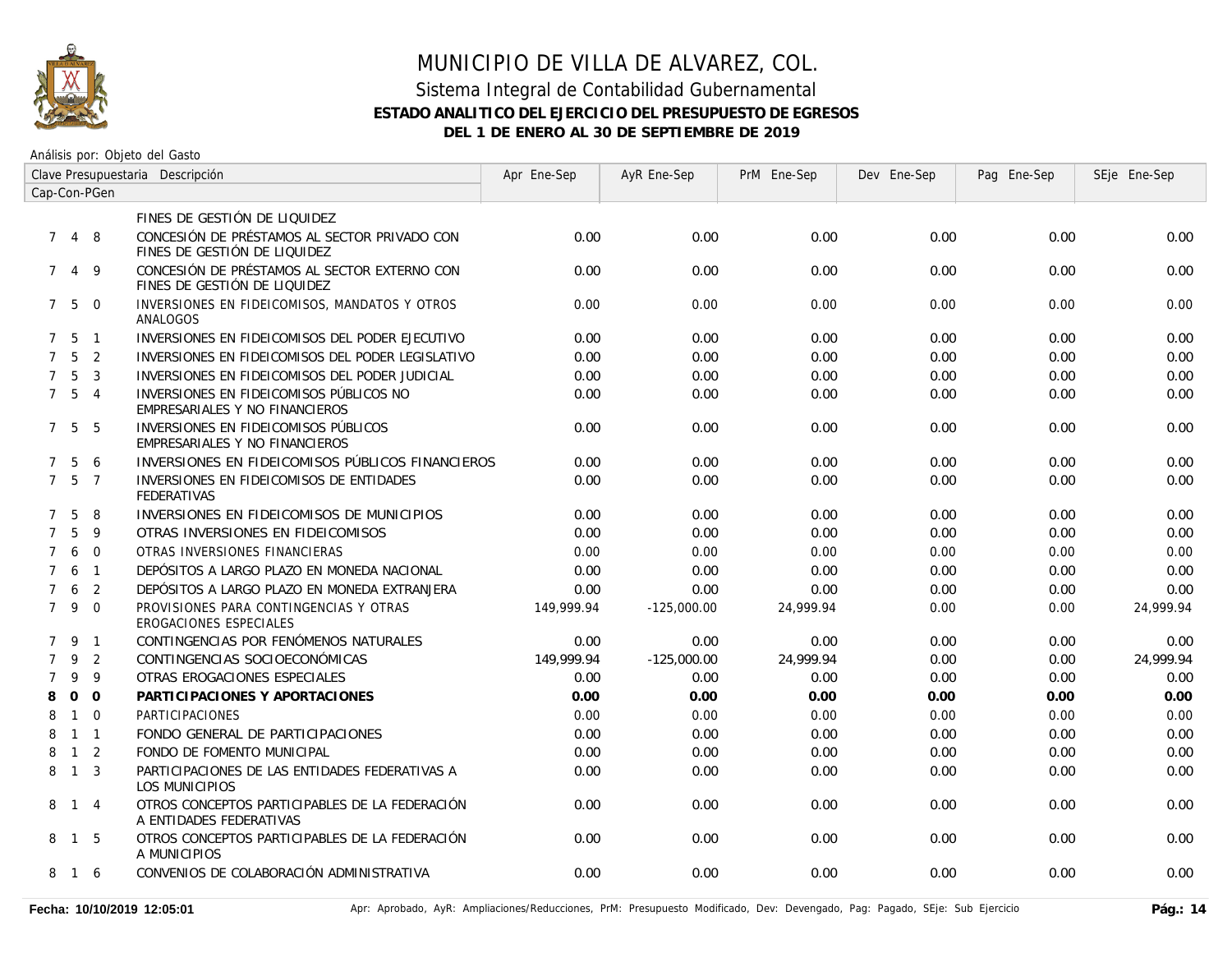# MUNICIPIO DE VILLA DE ALVAREZ, COL.

## Sistema Integral de Contabilidad Gubernamental

### ESTADO ANALITICO DEL EJERCICIO DEL PRESUPUESTO DE EGRESOS

### DEL 1 DE ENERO AL 30 DE SEPTIEMBRE DE 2019

Análisis por: Objeto del Gasto

| Clave Presupuestaria Cap-Con-PGen | Descripción | Apr Ene-Sep | AyR Ene-Sep | PrM Ene-Sep | Dev Ene-Sep | Pag Ene-Sep | SEje Ene-Sep |
|---|---|---|---|---|---|---|---|
| | FINES DE GESTIÓN DE LIQUIDEZ | | | | | | |
| 7 4 8 | CONCESIÓN DE PRÉSTAMOS AL SECTOR PRIVADO CON FINES DE GESTIÓN DE LIQUIDEZ | 0.00 | 0.00 | 0.00 | 0.00 | 0.00 | 0.00 |
| 7 4 9 | CONCESIÓN DE PRÉSTAMOS AL SECTOR EXTERNO CON FINES DE GESTIÓN DE LIQUIDEZ | 0.00 | 0.00 | 0.00 | 0.00 | 0.00 | 0.00 |
| 7 5 0 | INVERSIONES EN FIDEICOMISOS, MANDATOS Y OTROS ANALOGOS | 0.00 | 0.00 | 0.00 | 0.00 | 0.00 | 0.00 |
| 7 5 1 | INVERSIONES EN FIDEICOMISOS DEL PODER EJECUTIVO | 0.00 | 0.00 | 0.00 | 0.00 | 0.00 | 0.00 |
| 7 5 2 | INVERSIONES EN FIDEICOMISOS DEL PODER LEGISLATIVO | 0.00 | 0.00 | 0.00 | 0.00 | 0.00 | 0.00 |
| 7 5 3 | INVERSIONES EN FIDEICOMISOS DEL PODER JUDICIAL | 0.00 | 0.00 | 0.00 | 0.00 | 0.00 | 0.00 |
| 7 5 4 | INVERSIONES EN FIDEICOMISOS PÚBLICOS NO EMPRESARIALES Y NO FINANCIEROS | 0.00 | 0.00 | 0.00 | 0.00 | 0.00 | 0.00 |
| 7 5 5 | INVERSIONES EN FIDEICOMISOS PÚBLICOS EMPRESARIALES Y NO FINANCIEROS | 0.00 | 0.00 | 0.00 | 0.00 | 0.00 | 0.00 |
| 7 5 6 | INVERSIONES EN FIDEICOMISOS PÚBLICOS FINANCIEROS | 0.00 | 0.00 | 0.00 | 0.00 | 0.00 | 0.00 |
| 7 5 7 | INVERSIONES EN FIDEICOMISOS DE ENTIDADES FEDERATIVAS | 0.00 | 0.00 | 0.00 | 0.00 | 0.00 | 0.00 |
| 7 5 8 | INVERSIONES EN FIDEICOMISOS DE MUNICIPIOS | 0.00 | 0.00 | 0.00 | 0.00 | 0.00 | 0.00 |
| 7 5 9 | OTRAS INVERSIONES EN FIDEICOMISOS | 0.00 | 0.00 | 0.00 | 0.00 | 0.00 | 0.00 |
| 7 6 0 | OTRAS INVERSIONES FINANCIERAS | 0.00 | 0.00 | 0.00 | 0.00 | 0.00 | 0.00 |
| 7 6 1 | DEPÓSITOS A LARGO PLAZO EN MONEDA NACIONAL | 0.00 | 0.00 | 0.00 | 0.00 | 0.00 | 0.00 |
| 7 6 2 | DEPÓSITOS A LARGO PLAZO EN MONEDA EXTRANJERA | 0.00 | 0.00 | 0.00 | 0.00 | 0.00 | 0.00 |
| 7 9 0 | PROVISIONES PARA CONTINGENCIAS Y OTRAS EROGACIONES ESPECIALES | 149,999.94 | -125,000.00 | 24,999.94 | 0.00 | 0.00 | 24,999.94 |
| 7 9 1 | CONTINGENCIAS POR FENÓMENOS NATURALES | 0.00 | 0.00 | 0.00 | 0.00 | 0.00 | 0.00 |
| 7 9 2 | CONTINGENCIAS SOCIOECONÓMICAS | 149,999.94 | -125,000.00 | 24,999.94 | 0.00 | 0.00 | 24,999.94 |
| 7 9 9 | OTRAS EROGACIONES ESPECIALES | 0.00 | 0.00 | 0.00 | 0.00 | 0.00 | 0.00 |
| **8 0 0** | **PARTICIPACIONES Y APORTACIONES** | **0.00** | **0.00** | **0.00** | **0.00** | **0.00** | **0.00** |
| 8 1 0 | PARTICIPACIONES | 0.00 | 0.00 | 0.00 | 0.00 | 0.00 | 0.00 |
| 8 1 1 | FONDO GENERAL DE PARTICIPACIONES | 0.00 | 0.00 | 0.00 | 0.00 | 0.00 | 0.00 |
| 8 1 2 | FONDO DE FOMENTO MUNICIPAL | 0.00 | 0.00 | 0.00 | 0.00 | 0.00 | 0.00 |
| 8 1 3 | PARTICIPACIONES DE LAS ENTIDADES FEDERATIVAS A LOS MUNICIPIOS | 0.00 | 0.00 | 0.00 | 0.00 | 0.00 | 0.00 |
| 8 1 4 | OTROS CONCEPTOS PARTICIPABLES DE LA FEDERACIÓN A ENTIDADES FEDERATIVAS | 0.00 | 0.00 | 0.00 | 0.00 | 0.00 | 0.00 |
| 8 1 5 | OTROS CONCEPTOS PARTICIPABLES DE LA FEDERACIÓN A MUNICIPIOS | 0.00 | 0.00 | 0.00 | 0.00 | 0.00 | 0.00 |
| 8 1 6 | CONVENIOS DE COLABORACIÓN ADMINISTRATIVA | 0.00 | 0.00 | 0.00 | 0.00 | 0.00 | 0.00 |

**Fecha: 10/10/2019 12:05:01** Apr: Aprobado, AyR: Ampliaciones/Reducciones, PrM: Presupuesto Modificado, Dev: Devengado, Pag: Pagado, SEje: Sub Ejercicio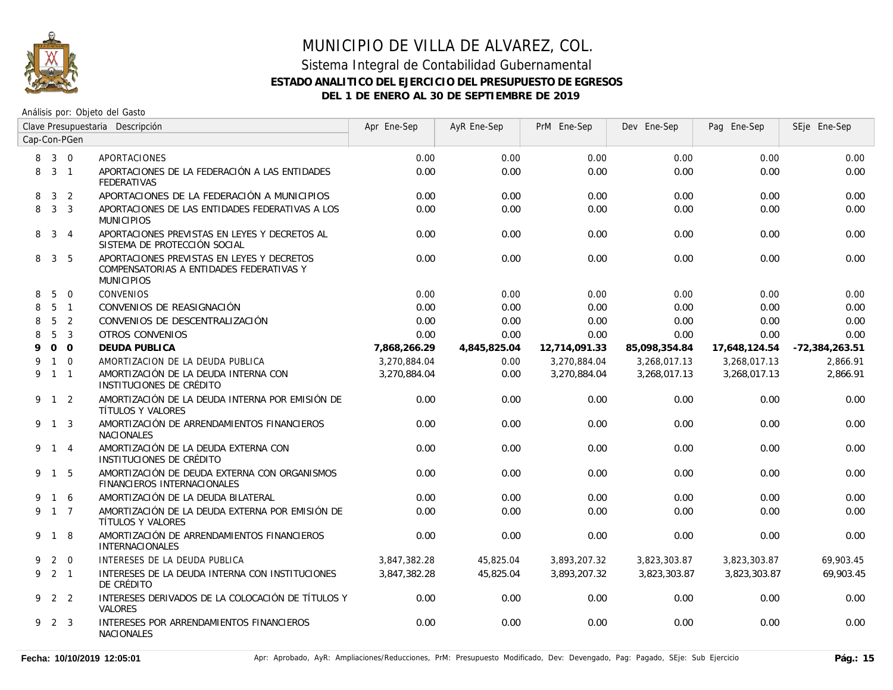# MUNICIPIO DE VILLA DE ALVAREZ, COL.

## Sistema Integral de Contabilidad Gubernamental

### ESTADO ANALITICO DEL EJERCICIO DEL PRESUPUESTO DE EGRESOS

### DEL 1 DE ENERO AL 30 DE SEPTIEMBRE DE 2019

Análisis por: Objeto del Gasto

| Clave Presupuestaria Cap-Con-PGen | Descripción | Apr Ene-Sep | AyR Ene-Sep | PrM Ene-Sep | Dev Ene-Sep | Pag Ene-Sep | SEje Ene-Sep |
|---|---|---|---|---|---|---|---|
| 8 3 0 | APORTACIONES | 0.00 | 0.00 | 0.00 | 0.00 | 0.00 | 0.00 |
| 8 3 1 | APORTACIONES DE LA FEDERACIÓN A LAS ENTIDADES FEDERATIVAS | 0.00 | 0.00 | 0.00 | 0.00 | 0.00 | 0.00 |
| 8 3 2 | APORTACIONES DE LA FEDERACIÓN A MUNICIPIOS | 0.00 | 0.00 | 0.00 | 0.00 | 0.00 | 0.00 |
| 8 3 3 | APORTACIONES DE LAS ENTIDADES FEDERATIVAS A LOS MUNICIPIOS | 0.00 | 0.00 | 0.00 | 0.00 | 0.00 | 0.00 |
| 8 3 4 | APORTACIONES PREVISTAS EN LEYES Y DECRETOS AL SISTEMA DE PROTECCIÓN SOCIAL | 0.00 | 0.00 | 0.00 | 0.00 | 0.00 | 0.00 |
| 8 3 5 | APORTACIONES PREVISTAS EN LEYES Y DECRETOS COMPENSATORIAS A ENTIDADES FEDERATIVAS Y MUNICIPIOS | 0.00 | 0.00 | 0.00 | 0.00 | 0.00 | 0.00 |
| 8 5 0 | CONVENIOS | 0.00 | 0.00 | 0.00 | 0.00 | 0.00 | 0.00 |
| 8 5 1 | CONVENIOS DE REASIGNACIÓN | 0.00 | 0.00 | 0.00 | 0.00 | 0.00 | 0.00 |
| 8 5 2 | CONVENIOS DE DESCENTRALIZACIÓN | 0.00 | 0.00 | 0.00 | 0.00 | 0.00 | 0.00 |
| 8 5 3 | OTROS CONVENIOS | 0.00 | 0.00 | 0.00 | 0.00 | 0.00 | 0.00 |
| **9 0 0** | **DEUDA PUBLICA** | **7,868,266.29** | **4,845,825.04** | **12,714,091.33** | **85,098,354.84** | **17,648,124.54** | **-72,384,263.51** |
| 9 1 0 | AMORTIZACION DE LA DEUDA PUBLICA | 3,270,884.04 | 0.00 | 3,270,884.04 | 3,268,017.13 | 3,268,017.13 | 2,866.91 |
| 9 1 1 | AMORTIZACIÓN DE LA DEUDA INTERNA CON INSTITUCIONES DE CRÉDITO | 3,270,884.04 | 0.00 | 3,270,884.04 | 3,268,017.13 | 3,268,017.13 | 2,866.91 |
| 9 1 2 | AMORTIZACIÓN DE LA DEUDA INTERNA POR EMISIÓN DE TÍTULOS Y VALORES | 0.00 | 0.00 | 0.00 | 0.00 | 0.00 | 0.00 |
| 9 1 3 | AMORTIZACIÓN DE ARRENDAMIENTOS FINANCIEROS NACIONALES | 0.00 | 0.00 | 0.00 | 0.00 | 0.00 | 0.00 |
| 9 1 4 | AMORTIZACIÓN DE LA DEUDA EXTERNA CON INSTITUCIONES DE CRÉDITO | 0.00 | 0.00 | 0.00 | 0.00 | 0.00 | 0.00 |
| 9 1 5 | AMORTIZACIÓN DE DEUDA EXTERNA CON ORGANISMOS FINANCIEROS INTERNACIONALES | 0.00 | 0.00 | 0.00 | 0.00 | 0.00 | 0.00 |
| 9 1 6 | AMORTIZACIÓN DE LA DEUDA BILATERAL | 0.00 | 0.00 | 0.00 | 0.00 | 0.00 | 0.00 |
| 9 1 7 | AMORTIZACIÓN DE LA DEUDA EXTERNA POR EMISIÓN DE TÍTULOS Y VALORES | 0.00 | 0.00 | 0.00 | 0.00 | 0.00 | 0.00 |
| 9 1 8 | AMORTIZACIÓN DE ARRENDAMIENTOS FINANCIEROS INTERNACIONALES | 0.00 | 0.00 | 0.00 | 0.00 | 0.00 | 0.00 |
| 9 2 0 | INTERESES DE LA DEUDA PUBLICA | 3,847,382.28 | 45,825.04 | 3,893,207.32 | 3,823,303.87 | 3,823,303.87 | 69,903.45 |
| 9 2 1 | INTERESES DE LA DEUDA INTERNA CON INSTITUCIONES DE CRÉDITO | 3,847,382.28 | 45,825.04 | 3,893,207.32 | 3,823,303.87 | 3,823,303.87 | 69,903.45 |
| 9 2 2 | INTERESES DERIVADOS DE LA COLOCACIÓN DE TÍTULOS Y VALORES | 0.00 | 0.00 | 0.00 | 0.00 | 0.00 | 0.00 |
| 9 2 3 | INTERESES POR ARRENDAMIENTOS FINANCIEROS NACIONALES | 0.00 | 0.00 | 0.00 | 0.00 | 0.00 | 0.00 |

Fecha: 10/10/2019 12:05:01

Apr: Aprobado, AyR: Ampliaciones/Reducciones, PrM: Presupuesto Modificado, Dev: Devengado, Pag: Pagado, SEje: Sub Ejercicio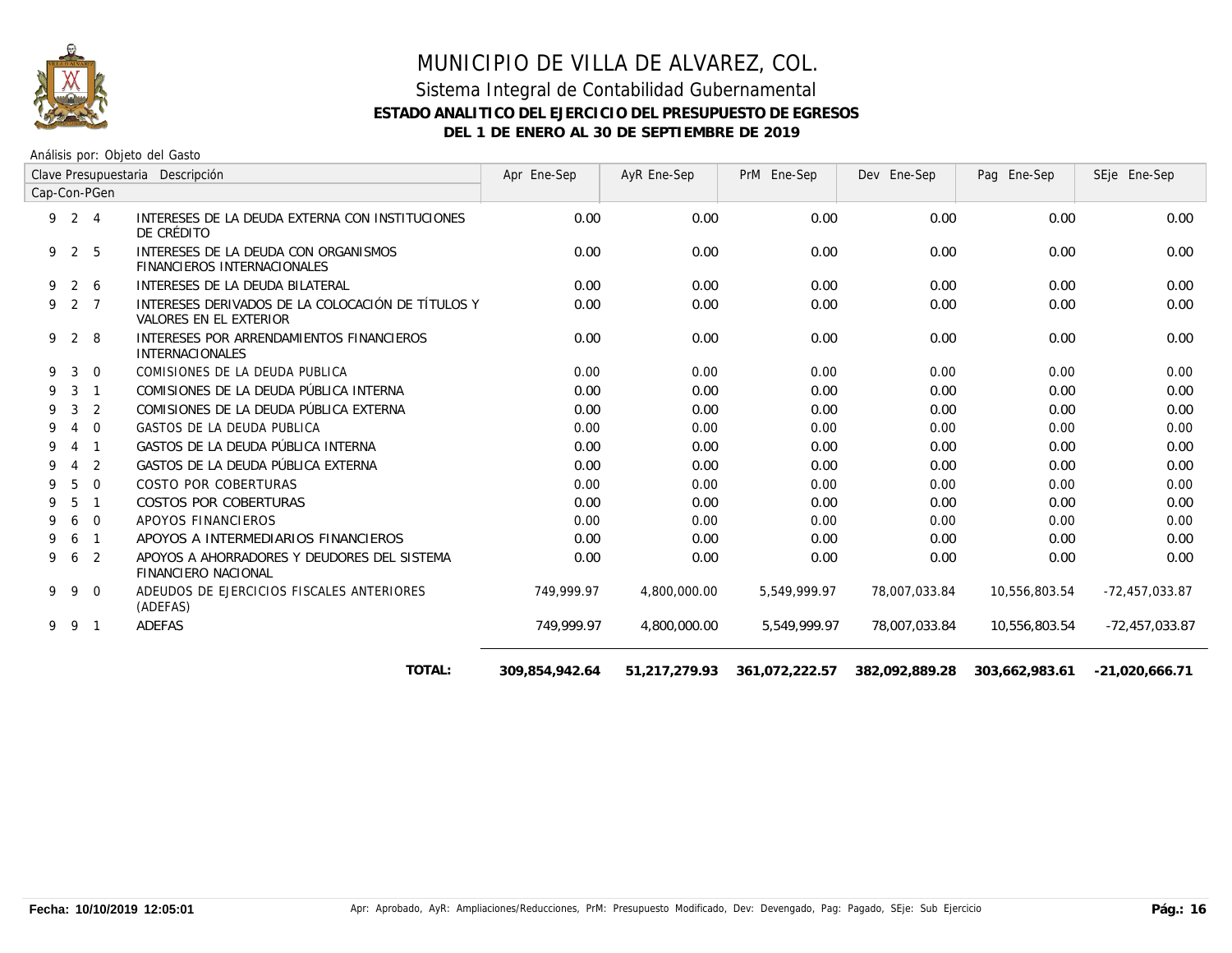# MUNICIPIO DE VILLA DE ALVAREZ, COL.

## Sistema Integral de Contabilidad Gubernamental

**ESTADO ANALITICO DEL EJERCICIO DEL PRESUPUESTO DE EGRESOS**

**DEL 1 DE ENERO AL 30 DE SEPTIEMBRE DE 2019**

Análisis por: Objeto del Gasto

| Clave Presupuestaria Cap-Con-PGen | Descripción | Apr Ene-Sep | AyR Ene-Sep | PrM Ene-Sep | Dev Ene-Sep | Pag Ene-Sep | SEje Ene-Sep |
|---|---|---|---|---|---|---|---|
| 9 2 4 | INTERESES DE LA DEUDA EXTERNA CON INSTITUCIONES DE CRÉDITO | 0.00 | 0.00 | 0.00 | 0.00 | 0.00 | 0.00 |
| 9 2 5 | INTERESES DE LA DEUDA CON ORGANISMOS FINANCIEROS INTERNACIONALES | 0.00 | 0.00 | 0.00 | 0.00 | 0.00 | 0.00 |
| 9 2 6 | INTERESES DE LA DEUDA BILATERAL | 0.00 | 0.00 | 0.00 | 0.00 | 0.00 | 0.00 |
| 9 2 7 | INTERESES DERIVADOS DE LA COLOCACIÓN DE TÍTULOS Y VALORES EN EL EXTERIOR | 0.00 | 0.00 | 0.00 | 0.00 | 0.00 | 0.00 |
| 9 2 8 | INTERESES POR ARRENDAMIENTOS FINANCIEROS INTERNACIONALES | 0.00 | 0.00 | 0.00 | 0.00 | 0.00 | 0.00 |
| 9 3 0 | COMISIONES DE LA DEUDA PUBLICA | 0.00 | 0.00 | 0.00 | 0.00 | 0.00 | 0.00 |
| 9 3 1 | COMISIONES DE LA DEUDA PÚBLICA INTERNA | 0.00 | 0.00 | 0.00 | 0.00 | 0.00 | 0.00 |
| 9 3 2 | COMISIONES DE LA DEUDA PÚBLICA EXTERNA | 0.00 | 0.00 | 0.00 | 0.00 | 0.00 | 0.00 |
| 9 4 0 | GASTOS DE LA DEUDA PUBLICA | 0.00 | 0.00 | 0.00 | 0.00 | 0.00 | 0.00 |
| 9 4 1 | GASTOS DE LA DEUDA PÚBLICA INTERNA | 0.00 | 0.00 | 0.00 | 0.00 | 0.00 | 0.00 |
| 9 4 2 | GASTOS DE LA DEUDA PÚBLICA EXTERNA | 0.00 | 0.00 | 0.00 | 0.00 | 0.00 | 0.00 |
| 9 5 0 | COSTO POR COBERTURAS | 0.00 | 0.00 | 0.00 | 0.00 | 0.00 | 0.00 |
| 9 5 1 | COSTOS POR COBERTURAS | 0.00 | 0.00 | 0.00 | 0.00 | 0.00 | 0.00 |
| 9 6 0 | APOYOS FINANCIEROS | 0.00 | 0.00 | 0.00 | 0.00 | 0.00 | 0.00 |
| 9 6 1 | APOYOS A INTERMEDIARIOS FINANCIEROS | 0.00 | 0.00 | 0.00 | 0.00 | 0.00 | 0.00 |
| 9 6 2 | APOYOS A AHORRADORES Y DEUDORES DEL SISTEMA FINANCIERO NACIONAL | 0.00 | 0.00 | 0.00 | 0.00 | 0.00 | 0.00 |
| 9 9 0 | ADEUDOS DE EJERCICIOS FISCALES ANTERIORES (ADEFAS) | 749,999.97 | 4,800,000.00 | 5,549,999.97 | 78,007,033.84 | 10,556,803.54 | -72,457,033.87 |
| 9 9 1 | ADEFAS | 749,999.97 | 4,800,000.00 | 5,549,999.97 | 78,007,033.84 | 10,556,803.54 | -72,457,033.87 |
| | **TOTAL:** | **309,854,942.64** | **51,217,279.93** | **361,072,222.57** | **382,092,889.28** | **303,662,983.61** | **-21,020,666.71** |

**Fecha: 10/10/2019 12:05:01**

Apr: Aprobado, AyR: Ampliaciones/Reducciones, PrM: Presupuesto Modificado, Dev: Devengado, Pag: Pagado, SEje: Sub Ejercicio